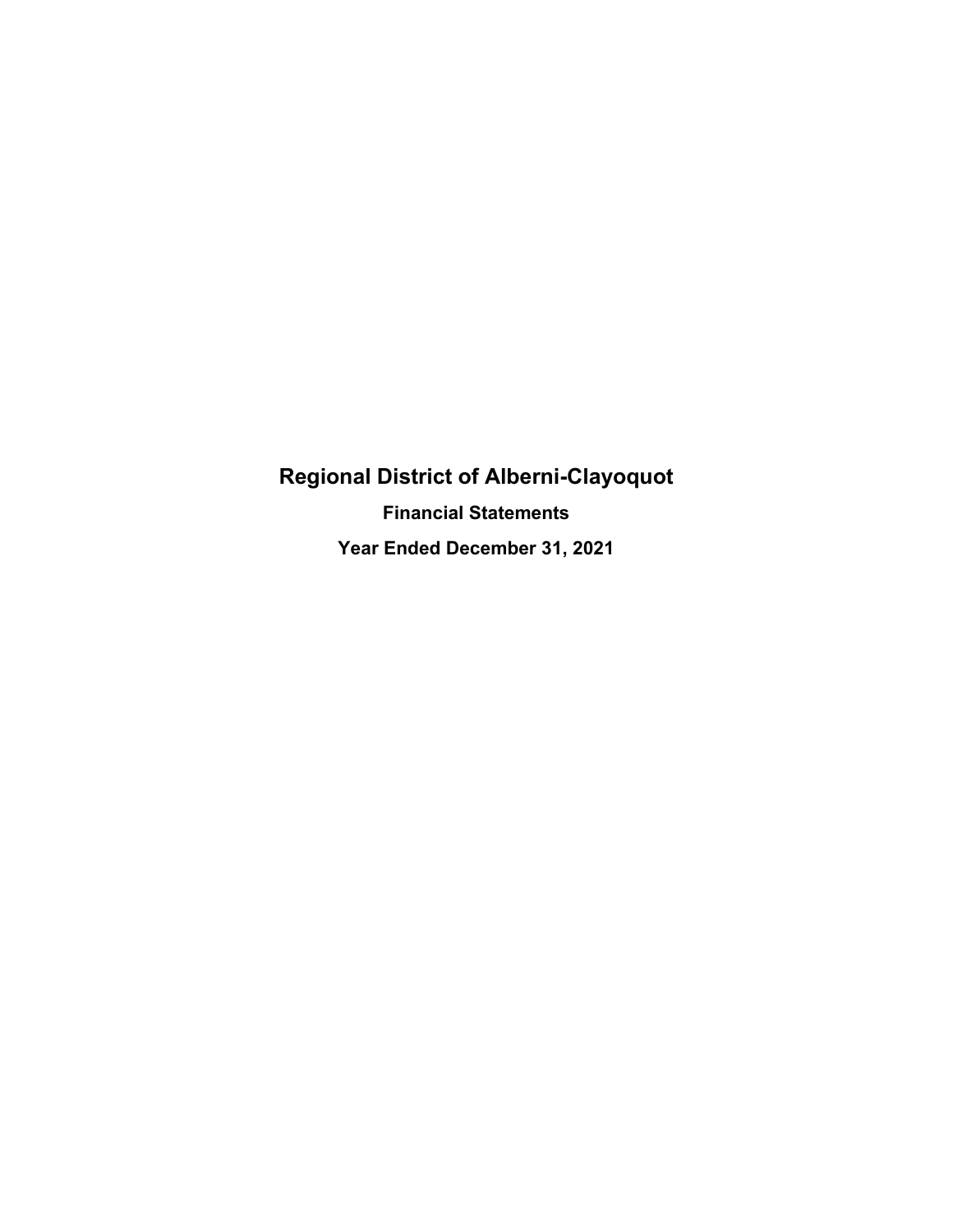# Regional District of Alberni-Clayoquot

## Financial Statements

## Year Ended December 31, 2021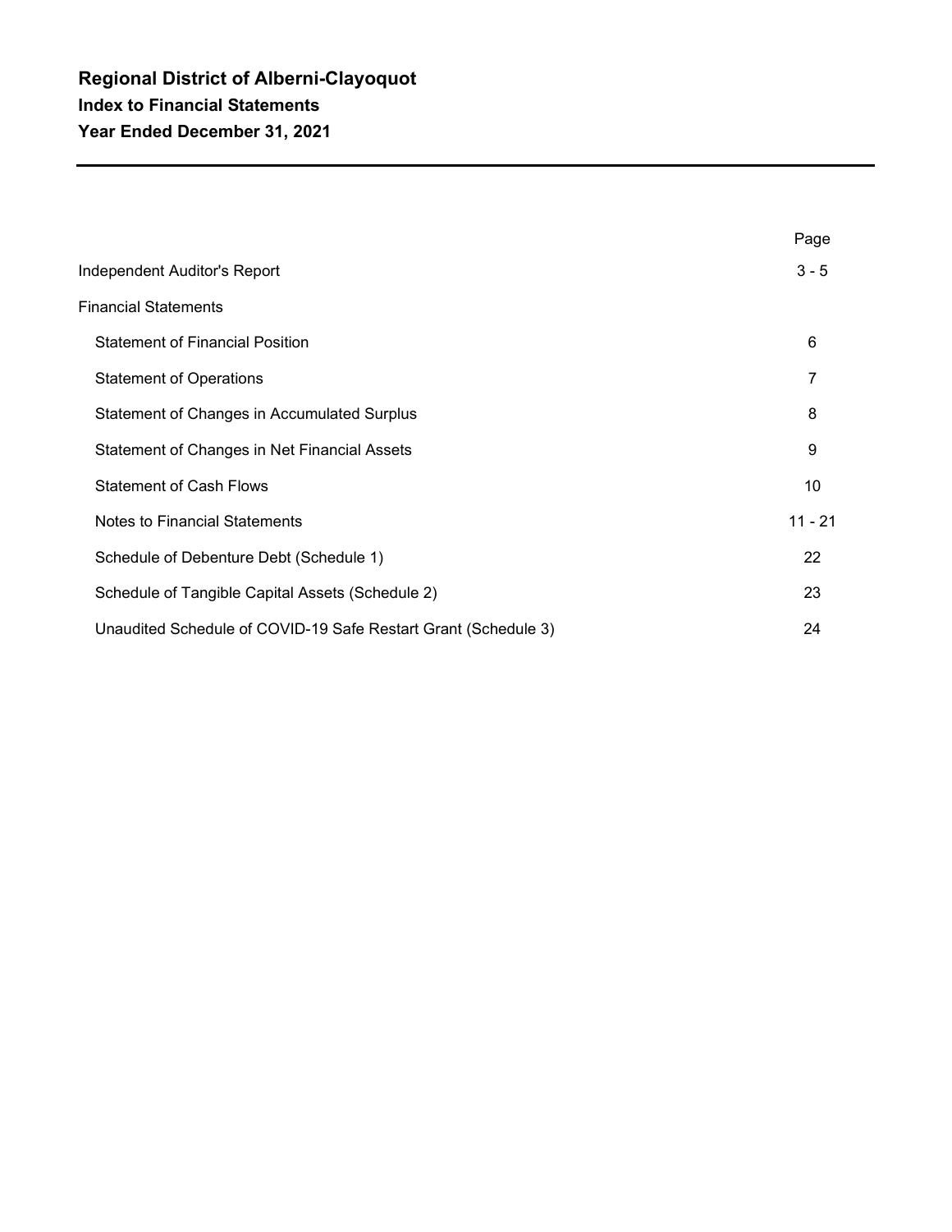# Regional District of Alberni-Clayoquot

## Index to Financial Statements

## Year Ended December 31, 2021

| | Page |
|---|---|
| Independent Auditor's Report | 3 - 5 |
| Financial Statements | |
| Statement of Financial Position | 6 |
| Statement of Operations | 7 |
| Statement of Changes in Accumulated Surplus | 8 |
| Statement of Changes in Net Financial Assets | 9 |
| Statement of Cash Flows | 10 |
| Notes to Financial Statements | 11 - 21 |
| Schedule of Debenture Debt (Schedule 1) | 22 |
| Schedule of Tangible Capital Assets (Schedule 2) | 23 |
| Unaudited Schedule of COVID-19 Safe Restart Grant (Schedule 3) | 24 |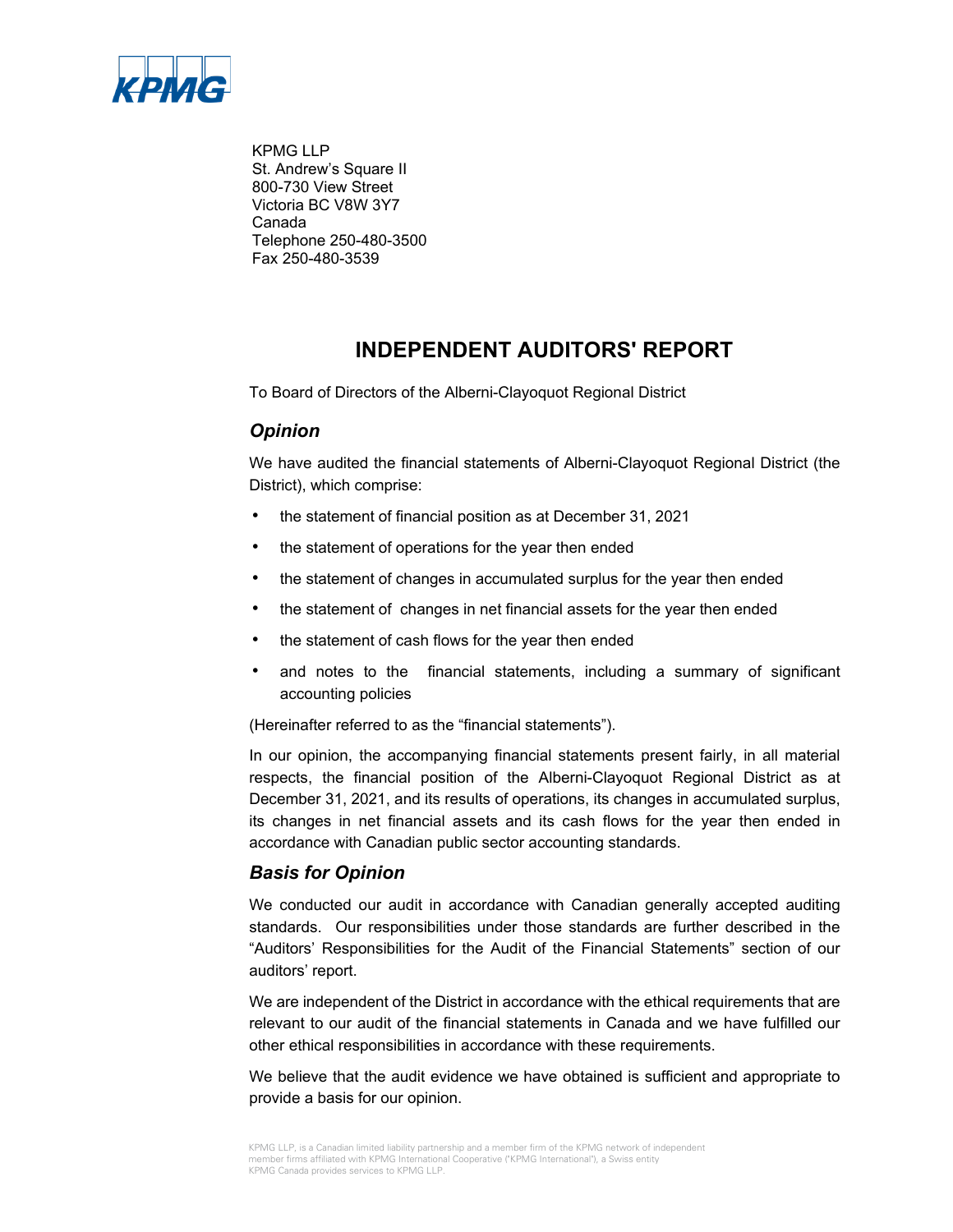KPMG LLP
St. Andrew's Square II
800-730 View Street
Victoria BC V8W 3Y7
Canada
Telephone 250-480-3500
Fax 250-480-3539

# INDEPENDENT AUDITORS' REPORT

To Board of Directors of the Alberni-Clayoquot Regional District

## *Opinion*

We have audited the financial statements of Alberni-Clayoquot Regional District (the District), which comprise:

- the statement of financial position as at December 31, 2021
- the statement of operations for the year then ended
- the statement of changes in accumulated surplus for the year then ended
- the statement of changes in net financial assets for the year then ended
- the statement of cash flows for the year then ended
- and notes to the financial statements, including a summary of significant accounting policies

(Hereinafter referred to as the "financial statements").

In our opinion, the accompanying financial statements present fairly, in all material respects, the financial position of the Alberni-Clayoquot Regional District as at December 31, 2021, and its results of operations, its changes in accumulated surplus, its changes in net financial assets and its cash flows for the year then ended in accordance with Canadian public sector accounting standards.

## *Basis for Opinion*

We conducted our audit in accordance with Canadian generally accepted auditing standards. Our responsibilities under those standards are further described in the "Auditors' Responsibilities for the Audit of the Financial Statements" section of our auditors' report.

We are independent of the District in accordance with the ethical requirements that are relevant to our audit of the financial statements in Canada and we have fulfilled our other ethical responsibilities in accordance with these requirements.

We believe that the audit evidence we have obtained is sufficient and appropriate to provide a basis for our opinion.

KPMG LLP, is a Canadian limited liability partnership and a member firm of the KPMG network of independent member firms affiliated with KPMG International Cooperative ("KPMG International"), a Swiss entity
KPMG Canada provides services to KPMG LLP.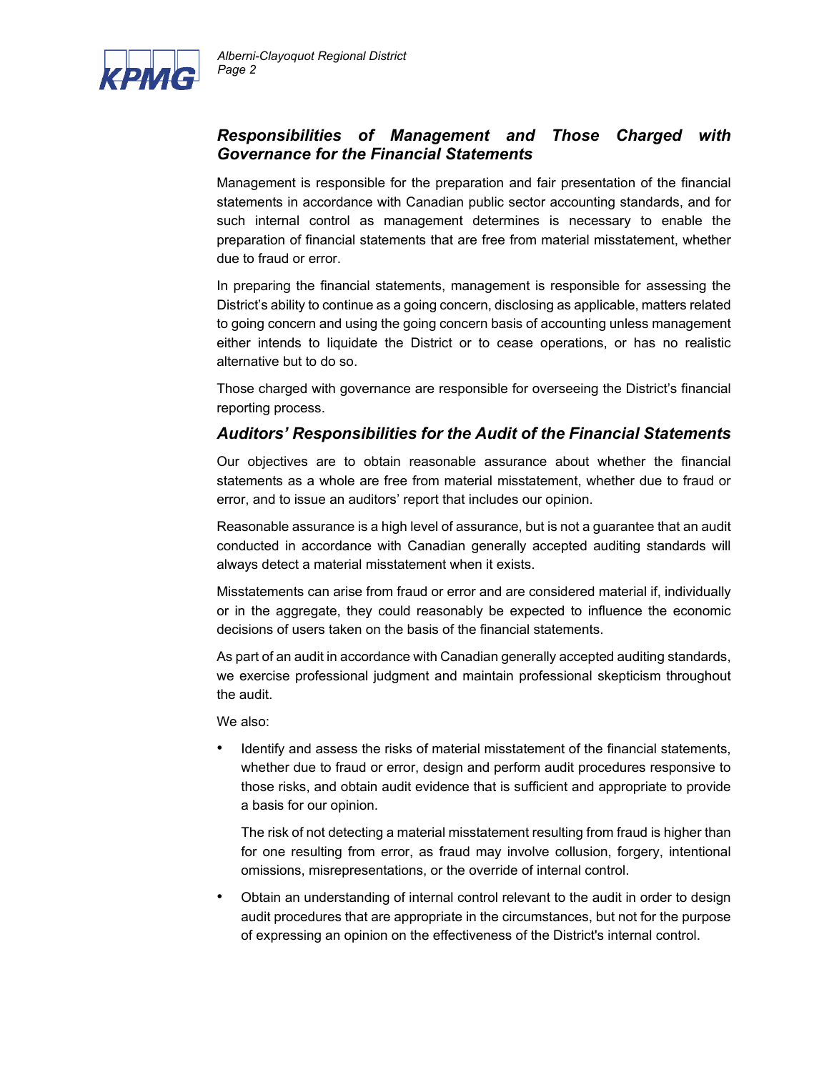### *Responsibilities of Management and Those Charged with Governance for the Financial Statements*

Management is responsible for the preparation and fair presentation of the financial statements in accordance with Canadian public sector accounting standards, and for such internal control as management determines is necessary to enable the preparation of financial statements that are free from material misstatement, whether due to fraud or error.

In preparing the financial statements, management is responsible for assessing the District's ability to continue as a going concern, disclosing as applicable, matters related to going concern and using the going concern basis of accounting unless management either intends to liquidate the District or to cease operations, or has no realistic alternative but to do so.

Those charged with governance are responsible for overseeing the District's financial reporting process.

### *Auditors' Responsibilities for the Audit of the Financial Statements*

Our objectives are to obtain reasonable assurance about whether the financial statements as a whole are free from material misstatement, whether due to fraud or error, and to issue an auditors' report that includes our opinion.

Reasonable assurance is a high level of assurance, but is not a guarantee that an audit conducted in accordance with Canadian generally accepted auditing standards will always detect a material misstatement when it exists.

Misstatements can arise from fraud or error and are considered material if, individually or in the aggregate, they could reasonably be expected to influence the economic decisions of users taken on the basis of the financial statements.

As part of an audit in accordance with Canadian generally accepted auditing standards, we exercise professional judgment and maintain professional skepticism throughout the audit.

We also:

- Identify and assess the risks of material misstatement of the financial statements, whether due to fraud or error, design and perform audit procedures responsive to those risks, and obtain audit evidence that is sufficient and appropriate to provide a basis for our opinion.

  The risk of not detecting a material misstatement resulting from fraud is higher than for one resulting from error, as fraud may involve collusion, forgery, intentional omissions, misrepresentations, or the override of internal control.

- Obtain an understanding of internal control relevant to the audit in order to design audit procedures that are appropriate in the circumstances, but not for the purpose of expressing an opinion on the effectiveness of the District's internal control.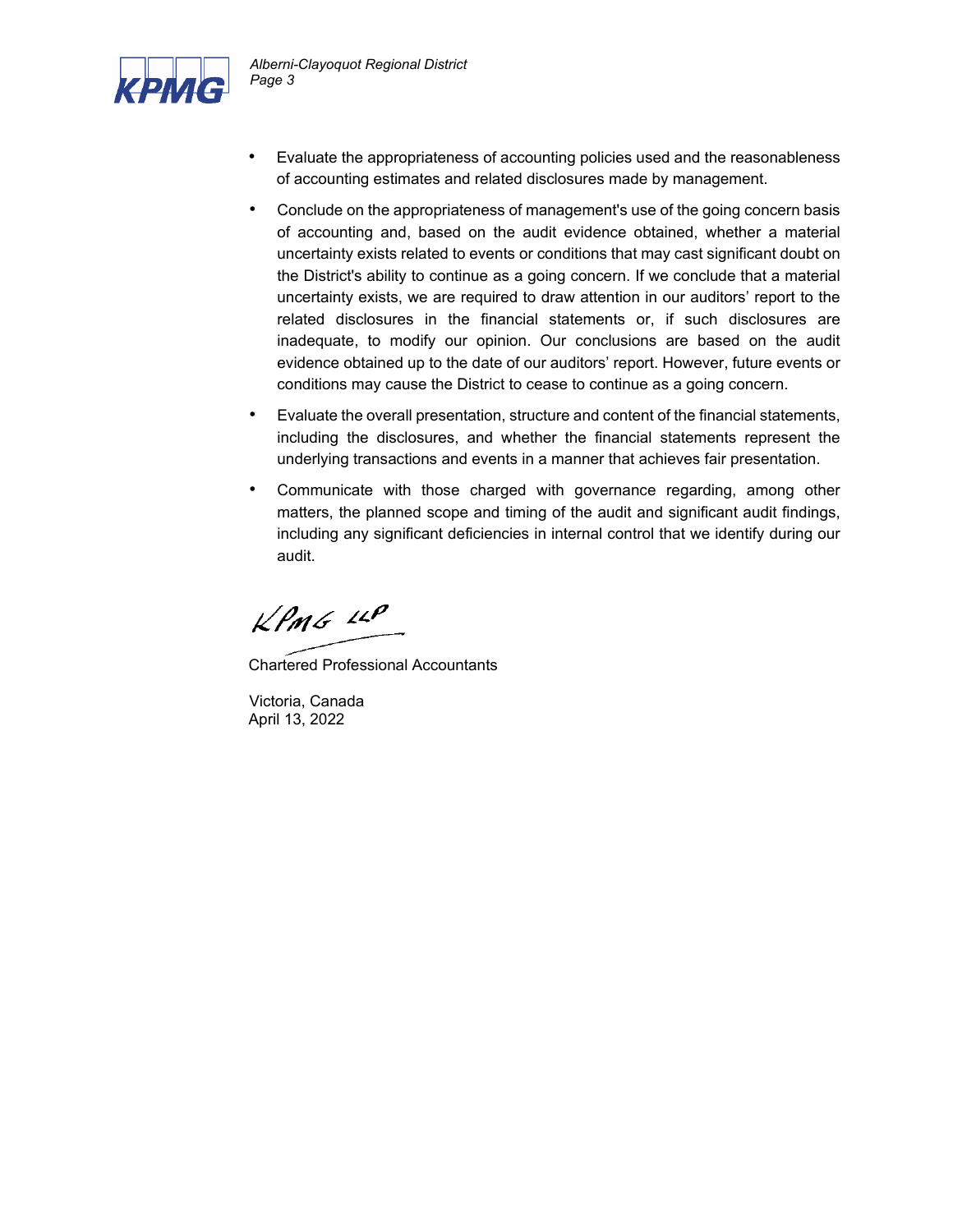- Evaluate the appropriateness of accounting policies used and the reasonableness of accounting estimates and related disclosures made by management.

- Conclude on the appropriateness of management's use of the going concern basis of accounting and, based on the audit evidence obtained, whether a material uncertainty exists related to events or conditions that may cast significant doubt on the District's ability to continue as a going concern. If we conclude that a material uncertainty exists, we are required to draw attention in our auditors' report to the related disclosures in the financial statements or, if such disclosures are inadequate, to modify our opinion. Our conclusions are based on the audit evidence obtained up to the date of our auditors' report. However, future events or conditions may cause the District to cease to continue as a going concern.

- Evaluate the overall presentation, structure and content of the financial statements, including the disclosures, and whether the financial statements represent the underlying transactions and events in a manner that achieves fair presentation.

- Communicate with those charged with governance regarding, among other matters, the planned scope and timing of the audit and significant audit findings, including any significant deficiencies in internal control that we identify during our audit.

*KPMG LLP*

Chartered Professional Accountants

Victoria, Canada
April 13, 2022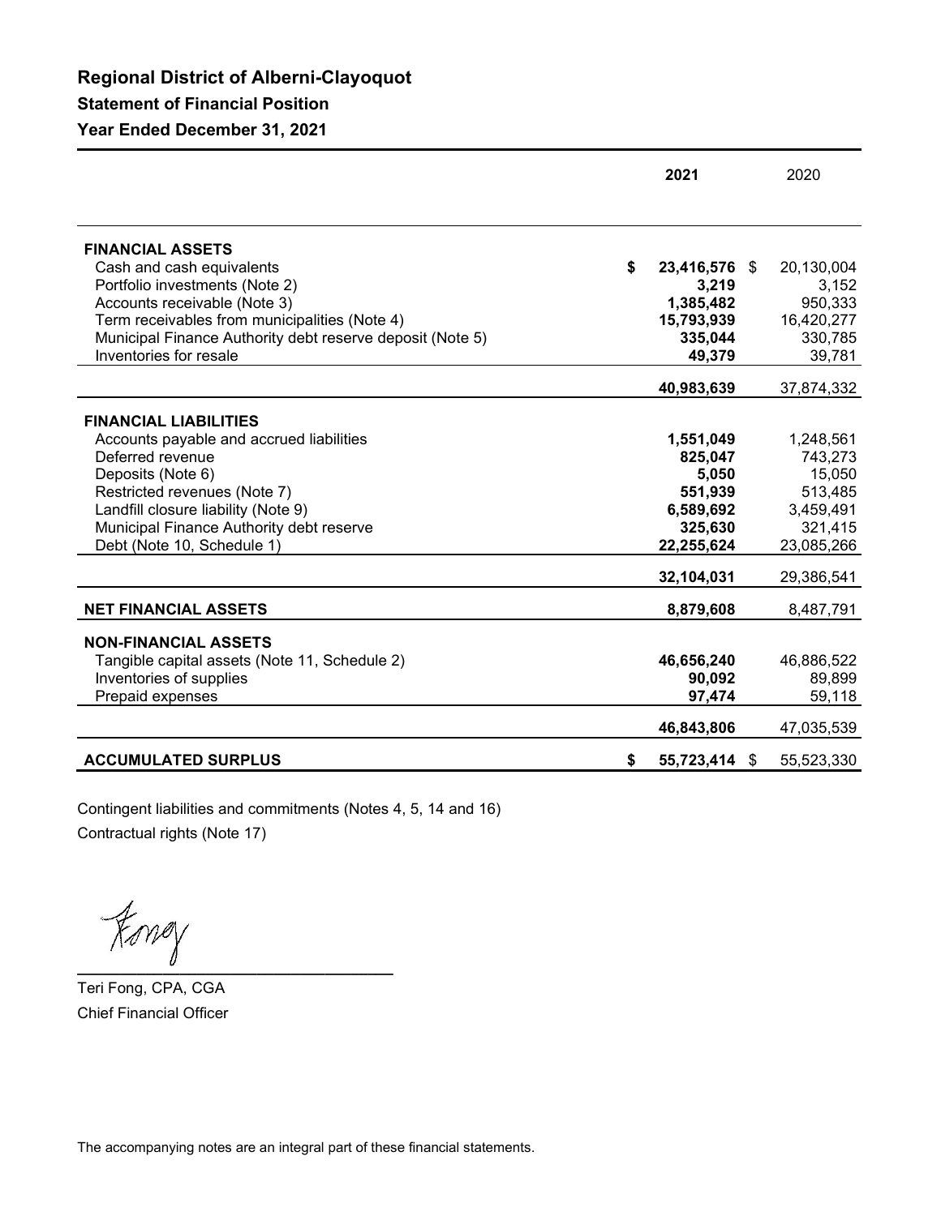# Regional District of Alberni-Clayoquot

## Statement of Financial Position

### Year Ended December 31, 2021

| | 2021 | 2020 |
|---|---|---|
| **FINANCIAL ASSETS** | | |
| Cash and cash equivalents | **$ 23,416,576** | $ 20,130,004 |
| Portfolio investments (Note 2) | **3,219** | 3,152 |
| Accounts receivable (Note 3) | **1,385,482** | 950,333 |
| Term receivables from municipalities (Note 4) | **15,793,939** | 16,420,277 |
| Municipal Finance Authority debt reserve deposit (Note 5) | **335,044** | 330,785 |
| Inventories for resale | **49,379** | 39,781 |
| | **40,983,639** | 37,874,332 |
| **FINANCIAL LIABILITIES** | | |
| Accounts payable and accrued liabilities | **1,551,049** | 1,248,561 |
| Deferred revenue | **825,047** | 743,273 |
| Deposits (Note 6) | **5,050** | 15,050 |
| Restricted revenues (Note 7) | **551,939** | 513,485 |
| Landfill closure liability (Note 9) | **6,589,692** | 3,459,491 |
| Municipal Finance Authority debt reserve | **325,630** | 321,415 |
| Debt (Note 10, Schedule 1) | **22,255,624** | 23,085,266 |
| | **32,104,031** | 29,386,541 |
| **NET FINANCIAL ASSETS** | **8,879,608** | 8,487,791 |
| **NON-FINANCIAL ASSETS** | | |
| Tangible capital assets (Note 11, Schedule 2) | **46,656,240** | 46,886,522 |
| Inventories of supplies | **90,092** | 89,899 |
| Prepaid expenses | **97,474** | 59,118 |
| | **46,843,806** | 47,035,539 |
| **ACCUMULATED SURPLUS** | **$ 55,723,414** | $ 55,523,330 |

Contingent liabilities and commitments (Notes 4, 5, 14 and 16)

Contractual rights (Note 17)

Teri Fong, CPA, CGA

Chief Financial Officer

The accompanying notes are an integral part of these financial statements.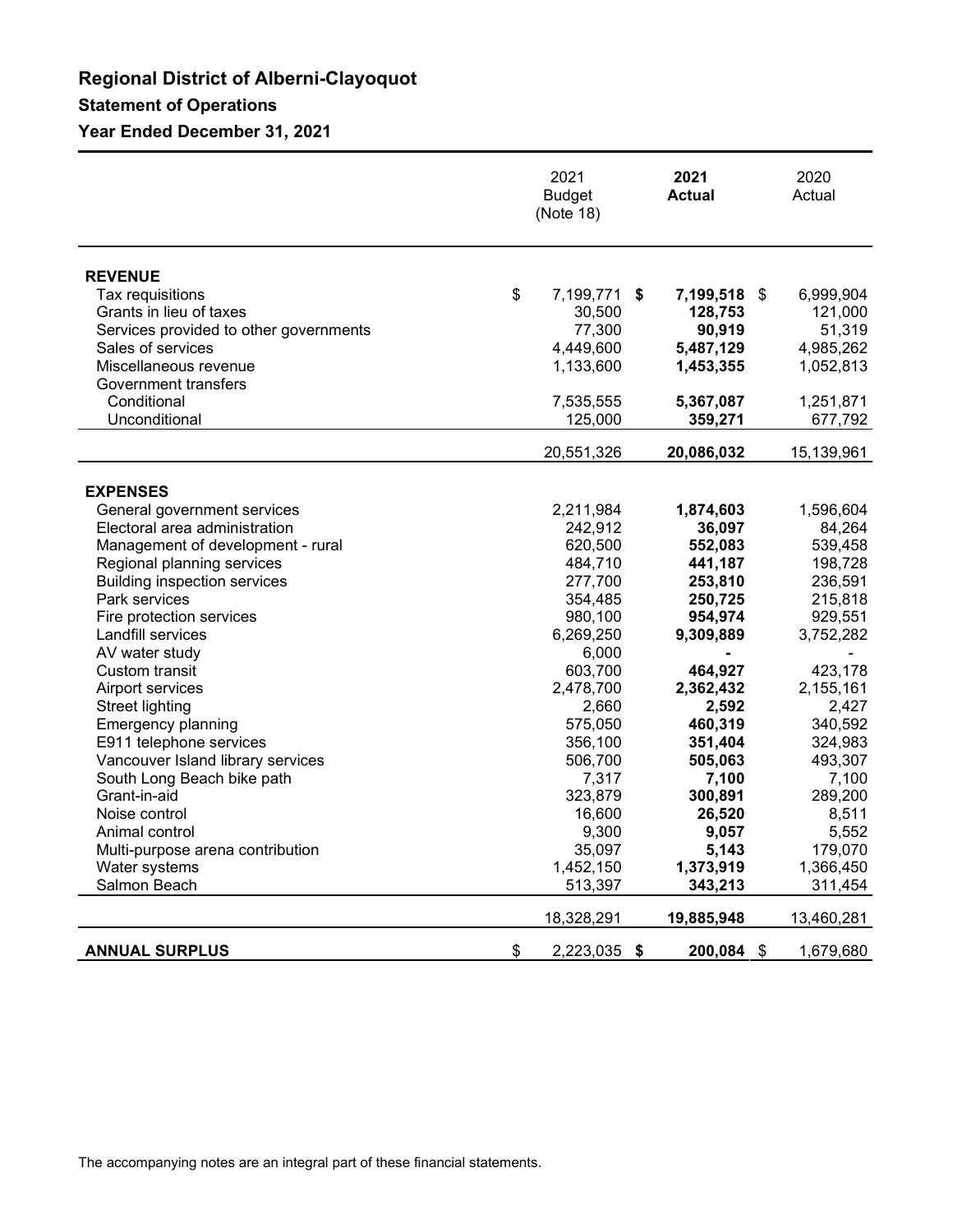# Regional District of Alberni-Clayoquot

## Statement of Operations

### Year Ended December 31, 2021

| | 2021 Budget (Note 18) | **2021 Actual** | 2020 Actual |
|---|---|---|---|
| **REVENUE** | | | |
| Tax requisitions | $ 7,199,771 | **$ 7,199,518** | $ 6,999,904 |
| Grants in lieu of taxes | 30,500 | **128,753** | 121,000 |
| Services provided to other governments | 77,300 | **90,919** | 51,319 |
| Sales of services | 4,449,600 | **5,487,129** | 4,985,262 |
| Miscellaneous revenue | 1,133,600 | **1,453,355** | 1,052,813 |
| Government transfers | | | |
| Conditional | 7,535,555 | **5,367,087** | 1,251,871 |
| Unconditional | 125,000 | **359,271** | 677,792 |
| | 20,551,326 | **20,086,032** | 15,139,961 |
| **EXPENSES** | | | |
| General government services | 2,211,984 | **1,874,603** | 1,596,604 |
| Electoral area administration | 242,912 | **36,097** | 84,264 |
| Management of development - rural | 620,500 | **552,083** | 539,458 |
| Regional planning services | 484,710 | **441,187** | 198,728 |
| Building inspection services | 277,700 | **253,810** | 236,591 |
| Park services | 354,485 | **250,725** | 215,818 |
| Fire protection services | 980,100 | **954,974** | 929,551 |
| Landfill services | 6,269,250 | **9,309,889** | 3,752,282 |
| AV water study | 6,000 | **-** | - |
| Custom transit | 603,700 | **464,927** | 423,178 |
| Airport services | 2,478,700 | **2,362,432** | 2,155,161 |
| Street lighting | 2,660 | **2,592** | 2,427 |
| Emergency planning | 575,050 | **460,319** | 340,592 |
| E911 telephone services | 356,100 | **351,404** | 324,983 |
| Vancouver Island library services | 506,700 | **505,063** | 493,307 |
| South Long Beach bike path | 7,317 | **7,100** | 7,100 |
| Grant-in-aid | 323,879 | **300,891** | 289,200 |
| Noise control | 16,600 | **26,520** | 8,511 |
| Animal control | 9,300 | **9,057** | 5,552 |
| Multi-purpose arena contribution | 35,097 | **5,143** | 179,070 |
| Water systems | 1,452,150 | **1,373,919** | 1,366,450 |
| Salmon Beach | 513,397 | **343,213** | 311,454 |
| | 18,328,291 | **19,885,948** | 13,460,281 |
| **ANNUAL SURPLUS** | $ 2,223,035 | **$ 200,084** | $ 1,679,680 |

The accompanying notes are an integral part of these financial statements.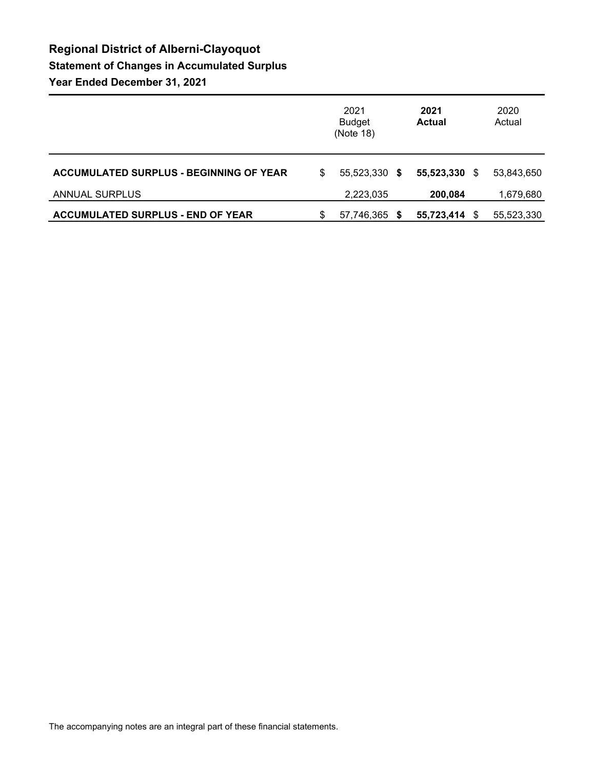# Regional District of Alberni-Clayoquot

## Statement of Changes in Accumulated Surplus

### Year Ended December 31, 2021

| | 2021 Budget (Note 18) | **2021 Actual** | 2020 Actual |
|---|---|---|---|
| **ACCUMULATED SURPLUS - BEGINNING OF YEAR** | $ 55,523,330 | **$ 55,523,330** | $ 53,843,650 |
| ANNUAL SURPLUS | 2,223,035 | **200,084** | 1,679,680 |
| **ACCUMULATED SURPLUS - END OF YEAR** | $ 57,746,365 | **$ 55,723,414** | $ 55,523,330 |

The accompanying notes are an integral part of these financial statements.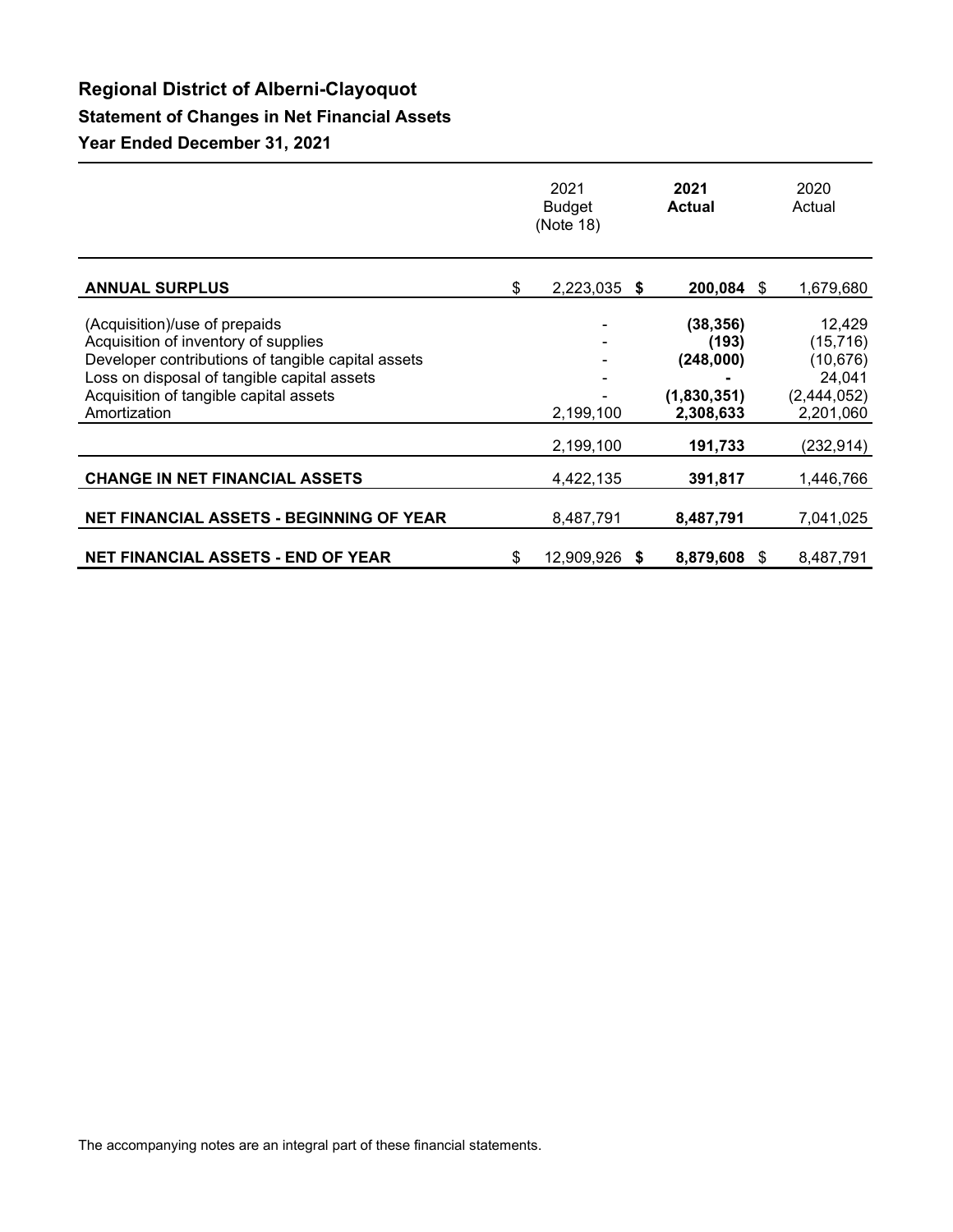# Regional District of Alberni-Clayoquot

## Statement of Changes in Net Financial Assets

## Year Ended December 31, 2021

| | 2021 Budget (Note 18) | **2021 Actual** | 2020 Actual |
|---|---|---|---|
| **ANNUAL SURPLUS** | $ 2,223,035 | **$ 200,084** | $ 1,679,680 |
| (Acquisition)/use of prepaids | - | **(38,356)** | 12,429 |
| Acquisition of inventory of supplies | - | **(193)** | (15,716) |
| Developer contributions of tangible capital assets | - | **(248,000)** | (10,676) |
| Loss on disposal of tangible capital assets | - | **-** | 24,041 |
| Acquisition of tangible capital assets | - | **(1,830,351)** | (2,444,052) |
| Amortization | 2,199,100 | **2,308,633** | 2,201,060 |
| | 2,199,100 | **191,733** | (232,914) |
| **CHANGE IN NET FINANCIAL ASSETS** | 4,422,135 | **391,817** | 1,446,766 |
| **NET FINANCIAL ASSETS - BEGINNING OF YEAR** | 8,487,791 | **8,487,791** | 7,041,025 |
| **NET FINANCIAL ASSETS - END OF YEAR** | $ 12,909,926 | **$ 8,879,608** | $ 8,487,791 |

The accompanying notes are an integral part of these financial statements.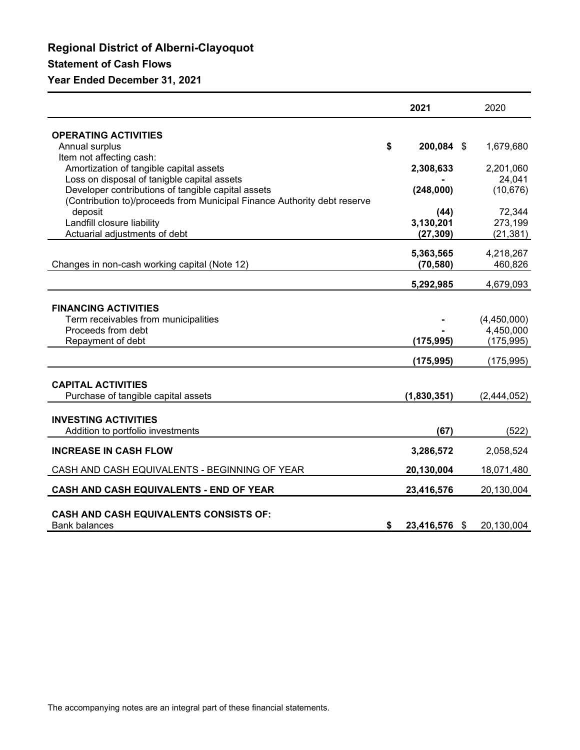# Regional District of Alberni-Clayoquot

## Statement of Cash Flows

### Year Ended December 31, 2021

| | 2021 | 2020 |
|---|---|---|
| **OPERATING ACTIVITIES** | | |
| Annual surplus | $ **200,084** | $ 1,679,680 |
| Item not affecting cash: | | |
| Amortization of tangible capital assets | **2,308,633** | 2,201,060 |
| Loss on disposal of tanigble capital assets | **-** | 24,041 |
| Developer contributions of tangible capital assets | **(248,000)** | (10,676) |
| (Contribution to)/proceeds from Municipal Finance Authority debt reserve deposit | **(44)** | 72,344 |
| Landfill closure liability | **3,130,201** | 273,199 |
| Actuarial adjustments of debt | **(27,309)** | (21,381) |
| | **5,363,565** | 4,218,267 |
| Changes in non-cash working capital (Note 12) | **(70,580)** | 460,826 |
| | **5,292,985** | 4,679,093 |
| **FINANCING ACTIVITIES** | | |
| Term receivables from municipalities | **-** | (4,450,000) |
| Proceeds from debt | **-** | 4,450,000 |
| Repayment of debt | **(175,995)** | (175,995) |
| | **(175,995)** | (175,995) |
| **CAPITAL ACTIVITIES** | | |
| Purchase of tangible capital assets | **(1,830,351)** | (2,444,052) |
| **INVESTING ACTIVITIES** | | |
| Addition to portfolio investments | **(67)** | (522) |
| **INCREASE IN CASH FLOW** | **3,286,572** | 2,058,524 |
| CASH AND CASH EQUIVALENTS - BEGINNING OF YEAR | **20,130,004** | 18,071,480 |
| **CASH AND CASH EQUIVALENTS - END OF YEAR** | **23,416,576** | 20,130,004 |
| **CASH AND CASH EQUIVALENTS CONSISTS OF:** | | |
| Bank balances | $ **23,416,576** | $ 20,130,004 |

The accompanying notes are an integral part of these financial statements.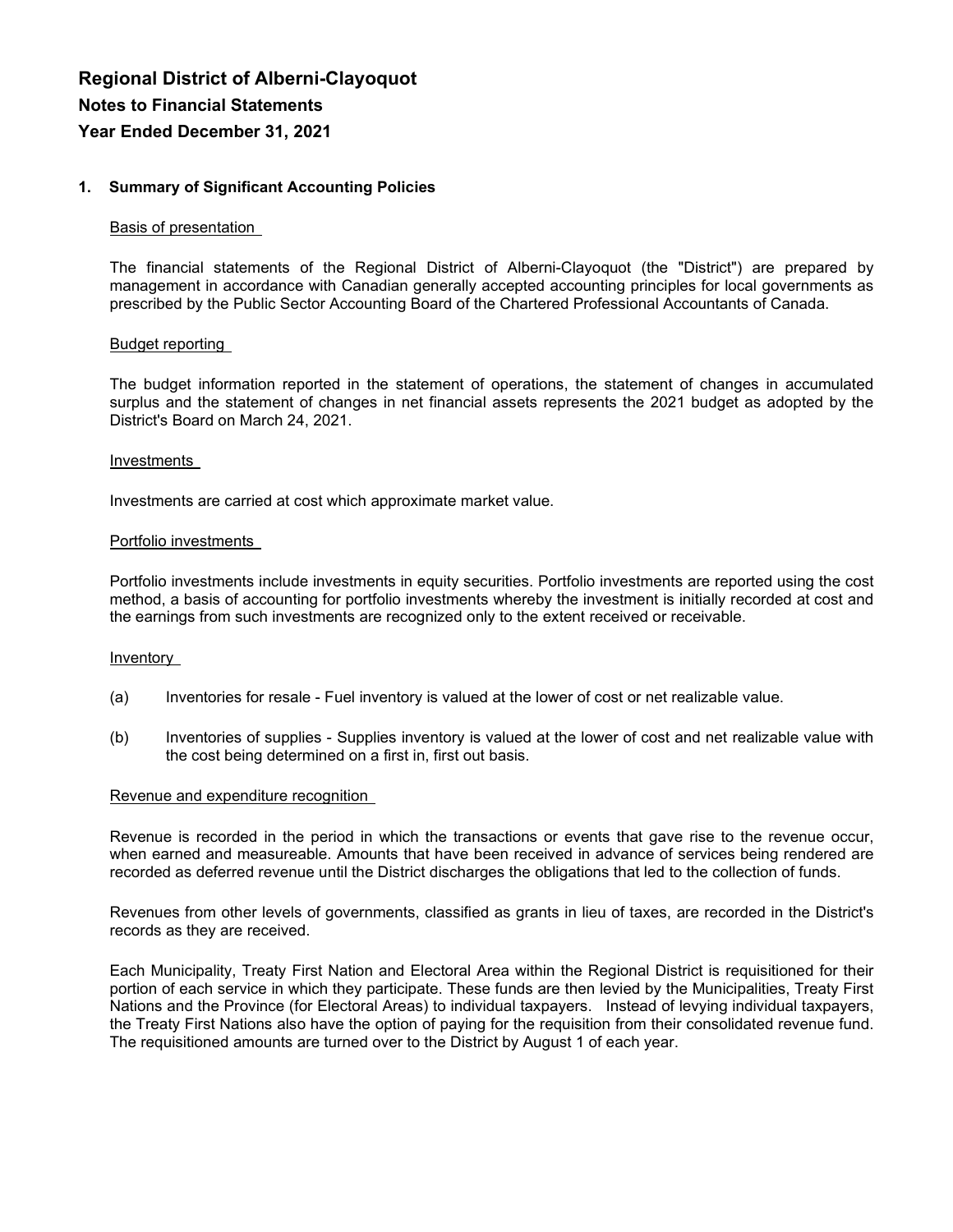# Regional District of Alberni-Clayoquot

## Notes to Financial Statements

## Year Ended December 31, 2021

### 1. Summary of Significant Accounting Policies

Basis of presentation

The financial statements of the Regional District of Alberni-Clayoquot (the "District") are prepared by management in accordance with Canadian generally accepted accounting principles for local governments as prescribed by the Public Sector Accounting Board of the Chartered Professional Accountants of Canada.

Budget reporting

The budget information reported in the statement of operations, the statement of changes in accumulated surplus and the statement of changes in net financial assets represents the 2021 budget as adopted by the District's Board on March 24, 2021.

Investments

Investments are carried at cost which approximate market value.

Portfolio investments

Portfolio investments include investments in equity securities. Portfolio investments are reported using the cost method, a basis of accounting for portfolio investments whereby the investment is initially recorded at cost and the earnings from such investments are recognized only to the extent received or receivable.

Inventory

(a) Inventories for resale - Fuel inventory is valued at the lower of cost or net realizable value.

(b) Inventories of supplies - Supplies inventory is valued at the lower of cost and net realizable value with the cost being determined on a first in, first out basis.

Revenue and expenditure recognition

Revenue is recorded in the period in which the transactions or events that gave rise to the revenue occur, when earned and measureable. Amounts that have been received in advance of services being rendered are recorded as deferred revenue until the District discharges the obligations that led to the collection of funds.

Revenues from other levels of governments, classified as grants in lieu of taxes, are recorded in the District's records as they are received.

Each Municipality, Treaty First Nation and Electoral Area within the Regional District is requisitioned for their portion of each service in which they participate. These funds are then levied by the Municipalities, Treaty First Nations and the Province (for Electoral Areas) to individual taxpayers. Instead of levying individual taxpayers, the Treaty First Nations also have the option of paying for the requisition from their consolidated revenue fund. The requisitioned amounts are turned over to the District by August 1 of each year.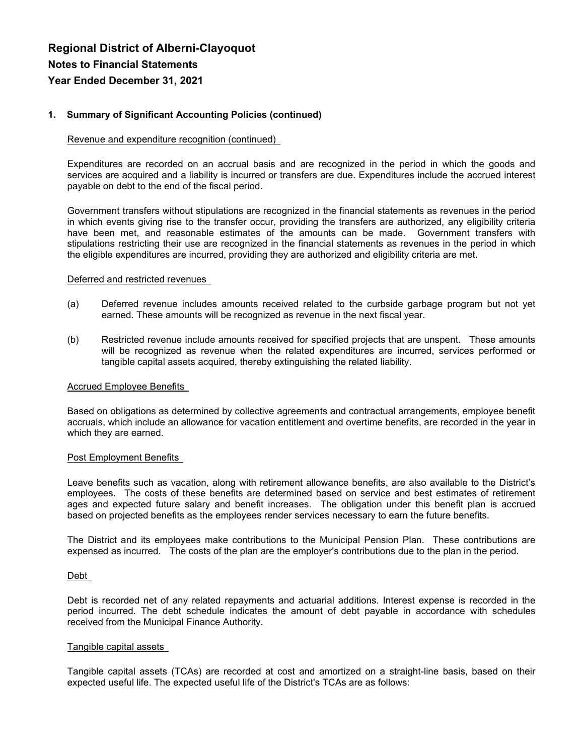# Regional District of Alberni-Clayoquot
## Notes to Financial Statements
## Year Ended December 31, 2021

### 1. Summary of Significant Accounting Policies (continued)

Revenue and expenditure recognition (continued)

Expenditures are recorded on an accrual basis and are recognized in the period in which the goods and services are acquired and a liability is incurred or transfers are due. Expenditures include the accrued interest payable on debt to the end of the fiscal period.

Government transfers without stipulations are recognized in the financial statements as revenues in the period in which events giving rise to the transfer occur, providing the transfers are authorized, any eligibility criteria have been met, and reasonable estimates of the amounts can be made. Government transfers with stipulations restricting their use are recognized in the financial statements as revenues in the period in which the eligible expenditures are incurred, providing they are authorized and eligibility criteria are met.

Deferred and restricted revenues

(a) Deferred revenue includes amounts received related to the curbside garbage program but not yet earned. These amounts will be recognized as revenue in the next fiscal year.

(b) Restricted revenue include amounts received for specified projects that are unspent. These amounts will be recognized as revenue when the related expenditures are incurred, services performed or tangible capital assets acquired, thereby extinguishing the related liability.

Accrued Employee Benefits

Based on obligations as determined by collective agreements and contractual arrangements, employee benefit accruals, which include an allowance for vacation entitlement and overtime benefits, are recorded in the year in which they are earned.

Post Employment Benefits

Leave benefits such as vacation, along with retirement allowance benefits, are also available to the District's employees. The costs of these benefits are determined based on service and best estimates of retirement ages and expected future salary and benefit increases. The obligation under this benefit plan is accrued based on projected benefits as the employees render services necessary to earn the future benefits.

The District and its employees make contributions to the Municipal Pension Plan. These contributions are expensed as incurred. The costs of the plan are the employer's contributions due to the plan in the period.

Debt

Debt is recorded net of any related repayments and actuarial additions. Interest expense is recorded in the period incurred. The debt schedule indicates the amount of debt payable in accordance with schedules received from the Municipal Finance Authority.

Tangible capital assets

Tangible capital assets (TCAs) are recorded at cost and amortized on a straight-line basis, based on their expected useful life. The expected useful life of the District's TCAs are as follows: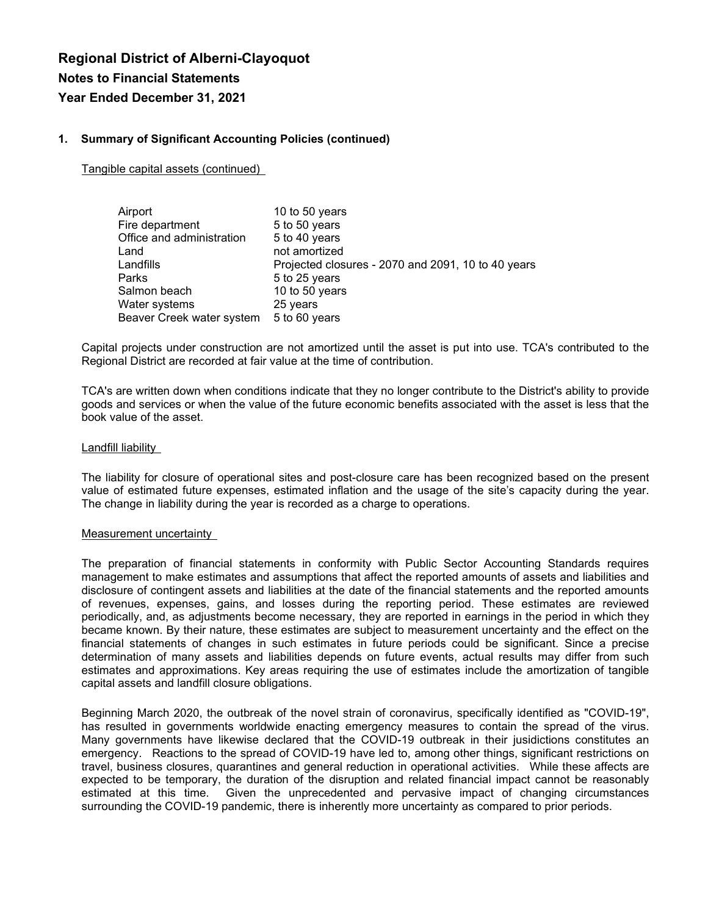**Regional District of Alberni-Clayoquot**

**Notes to Financial Statements**

**Year Ended December 31, 2021**

**1. Summary of Significant Accounting Policies (continued)**

Tangible capital assets (continued)

| | |
|---|---|
| Airport | 10 to 50 years |
| Fire department | 5 to 50 years |
| Office and administration | 5 to 40 years |
| Land | not amortized |
| Landfills | Projected closures - 2070 and 2091, 10 to 40 years |
| Parks | 5 to 25 years |
| Salmon beach | 10 to 50 years |
| Water systems | 25 years |
| Beaver Creek water system | 5 to 60 years |

Capital projects under construction are not amortized until the asset is put into use. TCA's contributed to the Regional District are recorded at fair value at the time of contribution.

TCA's are written down when conditions indicate that they no longer contribute to the District's ability to provide goods and services or when the value of the future economic benefits associated with the asset is less that the book value of the asset.

Landfill liability

The liability for closure of operational sites and post-closure care has been recognized based on the present value of estimated future expenses, estimated inflation and the usage of the site's capacity during the year. The change in liability during the year is recorded as a charge to operations.

Measurement uncertainty

The preparation of financial statements in conformity with Public Sector Accounting Standards requires management to make estimates and assumptions that affect the reported amounts of assets and liabilities and disclosure of contingent assets and liabilities at the date of the financial statements and the reported amounts of revenues, expenses, gains, and losses during the reporting period. These estimates are reviewed periodically, and, as adjustments become necessary, they are reported in earnings in the period in which they became known. By their nature, these estimates are subject to measurement uncertainty and the effect on the financial statements of changes in such estimates in future periods could be significant. Since a precise determination of many assets and liabilities depends on future events, actual results may differ from such estimates and approximations. Key areas requiring the use of estimates include the amortization of tangible capital assets and landfill closure obligations.

Beginning March 2020, the outbreak of the novel strain of coronavirus, specifically identified as "COVID-19", has resulted in governments worldwide enacting emergency measures to contain the spread of the virus. Many governments have likewise declared that the COVID-19 outbreak in their jusidictions constitutes an emergency. Reactions to the spread of COVID-19 have led to, among other things, significant restrictions on travel, business closures, quarantines and general reduction in operational activities. While these affects are expected to be temporary, the duration of the disruption and related financial impact cannot be reasonably estimated at this time. Given the unprecedented and pervasive impact of changing circumstances surrounding the COVID-19 pandemic, there is inherently more uncertainty as compared to prior periods.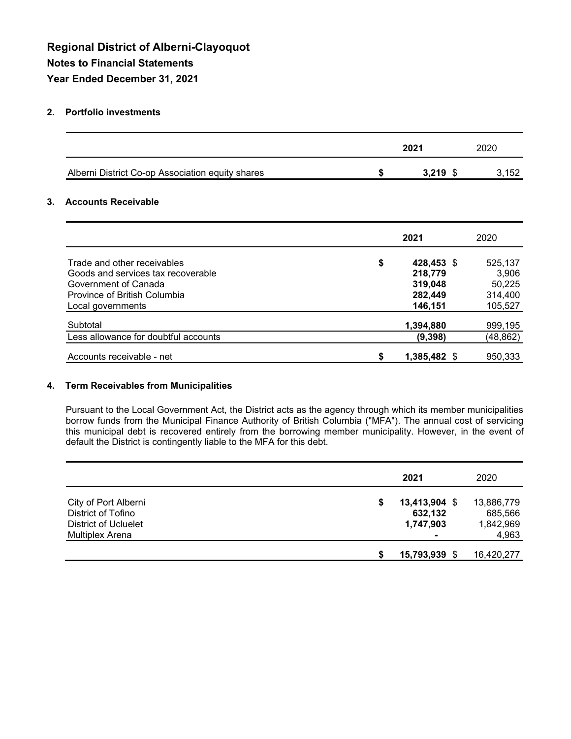# Regional District of Alberni-Clayoquot

## Notes to Financial Statements

## Year Ended December 31, 2021

### 2. Portfolio investments

| | 2021 | 2020 |
|---|---|---|
| Alberni District Co-op Association equity shares | $ **3,219** | $ 3,152 |

### 3. Accounts Receivable

| | 2021 | 2020 |
|---|---|---|
| Trade and other receivables | $ **428,453** | $ 525,137 |
| Goods and services tax recoverable | **218,779** | 3,906 |
| Government of Canada | **319,048** | 50,225 |
| Province of British Columbia | **282,449** | 314,400 |
| Local governments | **146,151** | 105,527 |
| Subtotal | **1,394,880** | 999,195 |
| Less allowance for doubtful accounts | **(9,398)** | (48,862) |
| Accounts receivable - net | $ **1,385,482** | $ 950,333 |

### 4. Term Receivables from Municipalities

Pursuant to the Local Government Act, the District acts as the agency through which its member municipalities borrow funds from the Municipal Finance Authority of British Columbia ("MFA"). The annual cost of servicing this municipal debt is recovered entirely from the borrowing member municipality. However, in the event of default the District is contingently liable to the MFA for this debt.

| | 2021 | 2020 |
|---|---|---|
| City of Port Alberni | $ **13,413,904** | $ 13,886,779 |
| District of Tofino | **632,132** | 685,566 |
| District of Ucluelet | **1,747,903** | 1,842,969 |
| Multiplex Arena | **-** | 4,963 |
| | $ **15,793,939** | $ 16,420,277 |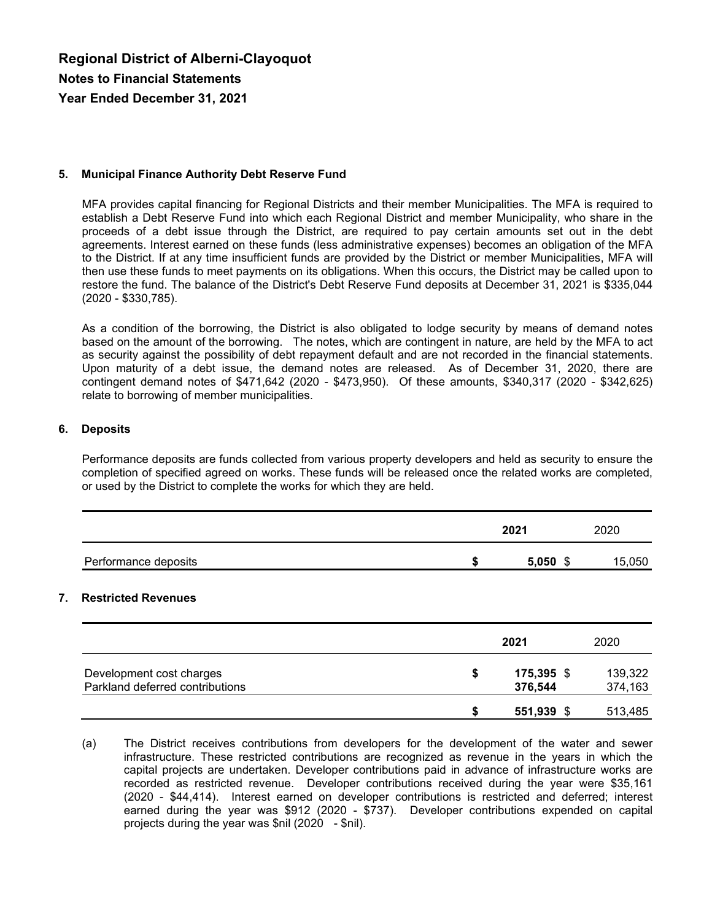# Regional District of Alberni-Clayoquot

## Notes to Financial Statements

## Year Ended December 31, 2021

### 5. Municipal Finance Authority Debt Reserve Fund

MFA provides capital financing for Regional Districts and their member Municipalities. The MFA is required to establish a Debt Reserve Fund into which each Regional District and member Municipality, who share in the proceeds of a debt issue through the District, are required to pay certain amounts set out in the debt agreements. Interest earned on these funds (less administrative expenses) becomes an obligation of the MFA to the District. If at any time insufficient funds are provided by the District or member Municipalities, MFA will then use these funds to meet payments on its obligations. When this occurs, the District may be called upon to restore the fund. The balance of the District's Debt Reserve Fund deposits at December 31, 2021 is $335,044 (2020 - $330,785).

As a condition of the borrowing, the District is also obligated to lodge security by means of demand notes based on the amount of the borrowing. The notes, which are contingent in nature, are held by the MFA to act as security against the possibility of debt repayment default and are not recorded in the financial statements. Upon maturity of a debt issue, the demand notes are released. As of December 31, 2020, there are contingent demand notes of $471,642 (2020 - $473,950). Of these amounts, $340,317 (2020 - $342,625) relate to borrowing of member municipalities.

### 6. Deposits

Performance deposits are funds collected from various property developers and held as security to ensure the completion of specified agreed on works. These funds will be released once the related works are completed, or used by the District to complete the works for which they are held.

| | 2021 | 2020 |
|---|---|---|
| Performance deposits | $ **5,050** | $ 15,050 |

### 7. Restricted Revenues

| | 2021 | 2020 |
|---|---|---|
| Development cost charges | $ **175,395** | $ 139,322 |
| Parkland deferred contributions | **376,544** | 374,163 |
| | $ **551,939** | $ 513,485 |

(a) The District receives contributions from developers for the development of the water and sewer infrastructure. These restricted contributions are recognized as revenue in the years in which the capital projects are undertaken. Developer contributions paid in advance of infrastructure works are recorded as restricted revenue. Developer contributions received during the year were $35,161 (2020 - $44,414). Interest earned on developer contributions is restricted and deferred; interest earned during the year was $912 (2020 - $737). Developer contributions expended on capital projects during the year was $nil (2020 - $nil).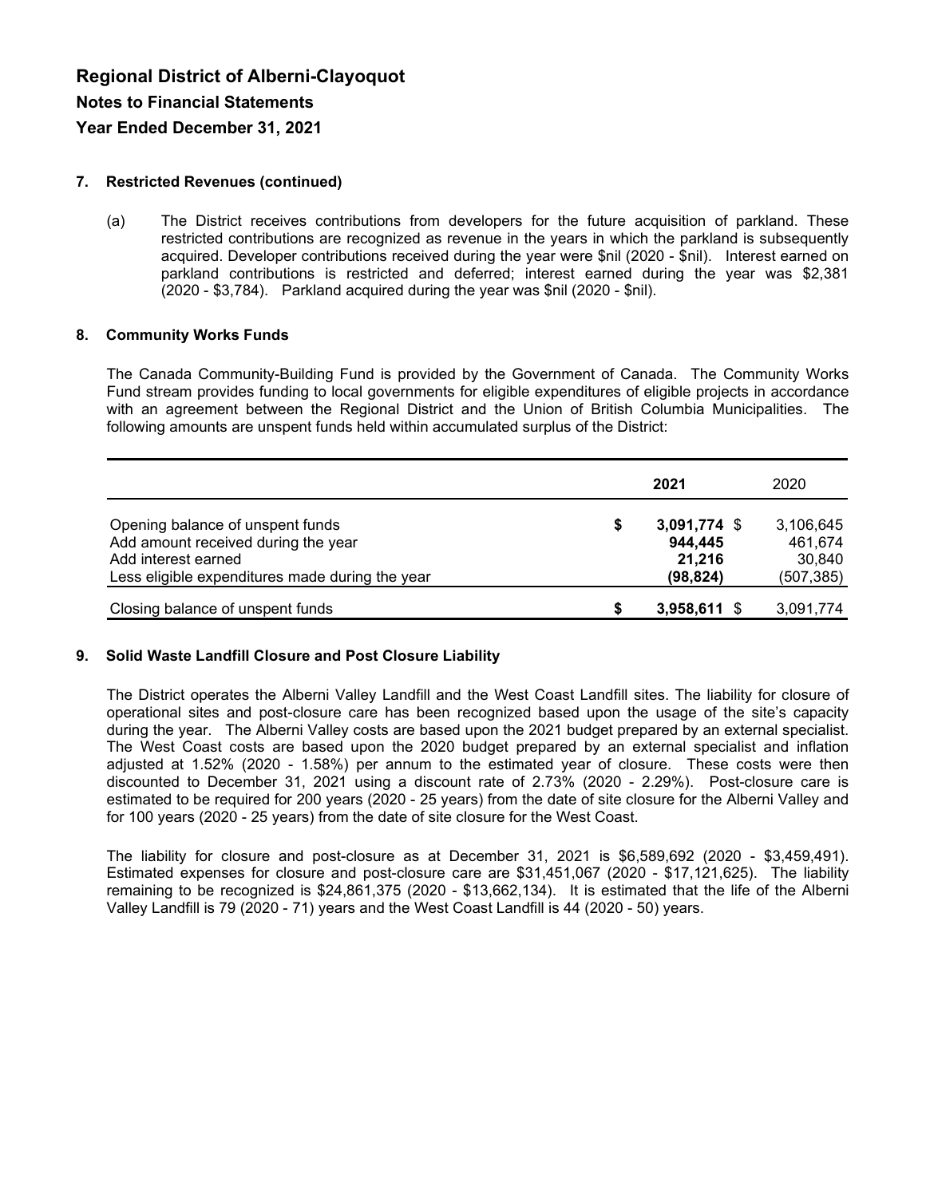**Regional District of Alberni-Clayoquot**
**Notes to Financial Statements**
**Year Ended December 31, 2021**

### 7. Restricted Revenues (continued)

(a) The District receives contributions from developers for the future acquisition of parkland. These restricted contributions are recognized as revenue in the years in which the parkland is subsequently acquired. Developer contributions received during the year were $nil (2020 - $nil). Interest earned on parkland contributions is restricted and deferred; interest earned during the year was $2,381 (2020 - $3,784). Parkland acquired during the year was $nil (2020 - $nil).

### 8. Community Works Funds

The Canada Community-Building Fund is provided by the Government of Canada. The Community Works Fund stream provides funding to local governments for eligible expenditures of eligible projects in accordance with an agreement between the Regional District and the Union of British Columbia Municipalities. The following amounts are unspent funds held within accumulated surplus of the District:

| | 2021 | 2020 |
|---|---|---|
| Opening balance of unspent funds | $ **3,091,774** | $ 3,106,645 |
| Add amount received during the year | **944,445** | 461,674 |
| Add interest earned | **21,216** | 30,840 |
| Less eligible expenditures made during the year | **(98,824)** | (507,385) |
| Closing balance of unspent funds | $ **3,958,611** | $ 3,091,774 |

### 9. Solid Waste Landfill Closure and Post Closure Liability

The District operates the Alberni Valley Landfill and the West Coast Landfill sites. The liability for closure of operational sites and post-closure care has been recognized based upon the usage of the site's capacity during the year. The Alberni Valley costs are based upon the 2021 budget prepared by an external specialist. The West Coast costs are based upon the 2020 budget prepared by an external specialist and inflation adjusted at 1.52% (2020 - 1.58%) per annum to the estimated year of closure. These costs were then discounted to December 31, 2021 using a discount rate of 2.73% (2020 - 2.29%). Post-closure care is estimated to be required for 200 years (2020 - 25 years) from the date of site closure for the Alberni Valley and for 100 years (2020 - 25 years) from the date of site closure for the West Coast.

The liability for closure and post-closure as at December 31, 2021 is $6,589,692 (2020 - $3,459,491). Estimated expenses for closure and post-closure care are $31,451,067 (2020 - $17,121,625). The liability remaining to be recognized is $24,861,375 (2020 - $13,662,134). It is estimated that the life of the Alberni Valley Landfill is 79 (2020 - 71) years and the West Coast Landfill is 44 (2020 - 50) years.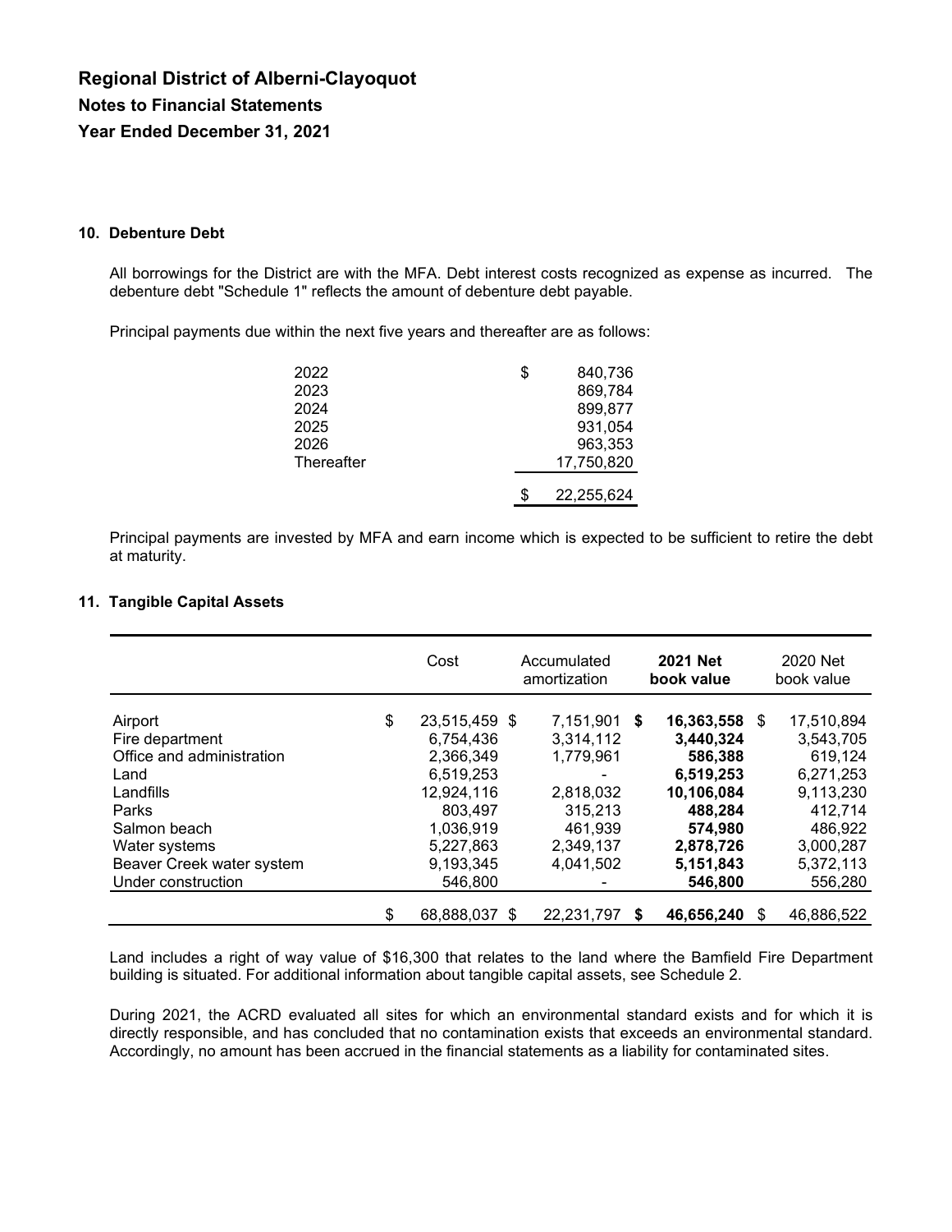# Regional District of Alberni-Clayoquot

## Notes to Financial Statements

## Year Ended December 31, 2021

### 10. Debenture Debt

All borrowings for the District are with the MFA. Debt interest costs recognized as expense as incurred. The debenture debt "Schedule 1" reflects the amount of debenture debt payable.

Principal payments due within the next five years and thereafter are as follows:

| | |
|---|---|
| 2022 | $ 840,736 |
| 2023 | 869,784 |
| 2024 | 899,877 |
| 2025 | 931,054 |
| 2026 | 963,353 |
| Thereafter | 17,750,820 |
| | $ 22,255,624 |

Principal payments are invested by MFA and earn income which is expected to be sufficient to retire the debt at maturity.

### 11. Tangible Capital Assets

| | Cost | Accumulated amortization | **2021 Net book value** | 2020 Net book value |
|---|---|---|---|---|
| Airport | $ 23,515,459 | $ 7,151,901 | **$ 16,363,558** | $ 17,510,894 |
| Fire department | 6,754,436 | 3,314,112 | **3,440,324** | 3,543,705 |
| Office and administration | 2,366,349 | 1,779,961 | **586,388** | 619,124 |
| Land | 6,519,253 | - | **6,519,253** | 6,271,253 |
| Landfills | 12,924,116 | 2,818,032 | **10,106,084** | 9,113,230 |
| Parks | 803,497 | 315,213 | **488,284** | 412,714 |
| Salmon beach | 1,036,919 | 461,939 | **574,980** | 486,922 |
| Water systems | 5,227,863 | 2,349,137 | **2,878,726** | 3,000,287 |
| Beaver Creek water system | 9,193,345 | 4,041,502 | **5,151,843** | 5,372,113 |
| Under construction | 546,800 | - | **546,800** | 556,280 |
| | $ 68,888,037 | $ 22,231,797 | **$ 46,656,240** | $ 46,886,522 |

Land includes a right of way value of $16,300 that relates to the land where the Bamfield Fire Department building is situated. For additional information about tangible capital assets, see Schedule 2.

During 2021, the ACRD evaluated all sites for which an environmental standard exists and for which it is directly responsible, and has concluded that no contamination exists that exceeds an environmental standard. Accordingly, no amount has been accrued in the financial statements as a liability for contaminated sites.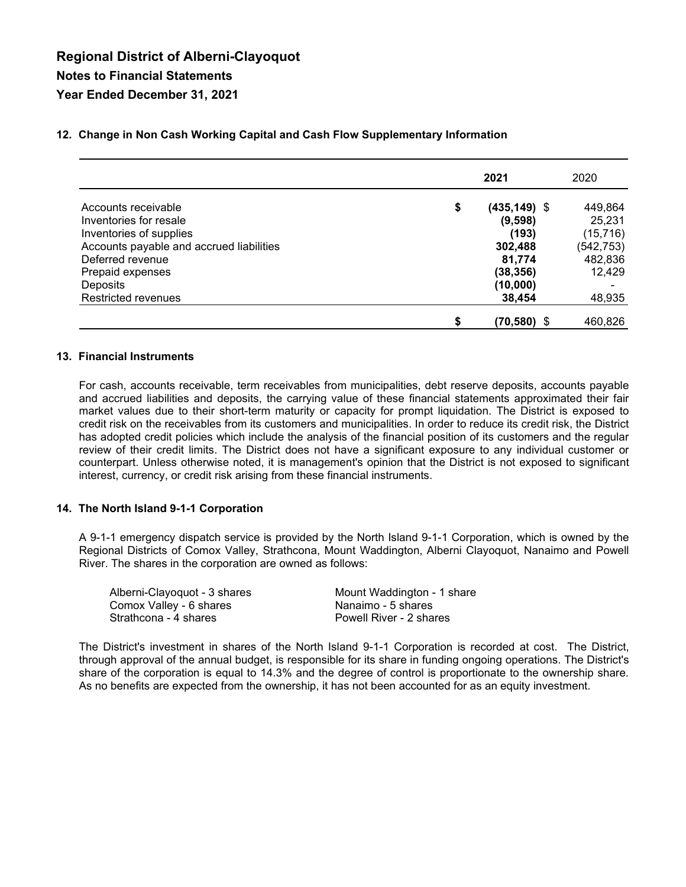# Regional District of Alberni-Clayoquot

## Notes to Financial Statements

## Year Ended December 31, 2021

### 12. Change in Non Cash Working Capital and Cash Flow Supplementary Information

| | 2021 | 2020 |
|---|---|---|
| Accounts receivable | **$ (435,149)** | $ 449,864 |
| Inventories for resale | **(9,598)** | 25,231 |
| Inventories of supplies | **(193)** | (15,716) |
| Accounts payable and accrued liabilities | **302,488** | (542,753) |
| Deferred revenue | **81,774** | 482,836 |
| Prepaid expenses | **(38,356)** | 12,429 |
| Deposits | **(10,000)** | - |
| Restricted revenues | **38,454** | 48,935 |
| | **$ (70,580)** | $ 460,826 |

### 13. Financial Instruments

For cash, accounts receivable, term receivables from municipalities, debt reserve deposits, accounts payable and accrued liabilities and deposits, the carrying value of these financial statements approximated their fair market values due to their short-term maturity or capacity for prompt liquidation. The District is exposed to credit risk on the receivables from its customers and municipalities. In order to reduce its credit risk, the District has adopted credit policies which include the analysis of the financial position of its customers and the regular review of their credit limits. The District does not have a significant exposure to any individual customer or counterpart. Unless otherwise noted, it is management's opinion that the District is not exposed to significant interest, currency, or credit risk arising from these financial instruments.

### 14. The North Island 9-1-1 Corporation

A 9-1-1 emergency dispatch service is provided by the North Island 9-1-1 Corporation, which is owned by the Regional Districts of Comox Valley, Strathcona, Mount Waddington, Alberni Clayoquot, Nanaimo and Powell River. The shares in the corporation are owned as follows:

- Alberni-Clayoquot - 3 shares
- Comox Valley - 6 shares
- Strathcona - 4 shares
- Mount Waddington - 1 share
- Nanaimo - 5 shares
- Powell River - 2 shares

The District's investment in shares of the North Island 9-1-1 Corporation is recorded at cost. The District, through approval of the annual budget, is responsible for its share in funding ongoing operations. The District's share of the corporation is equal to 14.3% and the degree of control is proportionate to the ownership share. As no benefits are expected from the ownership, it has not been accounted for as an equity investment.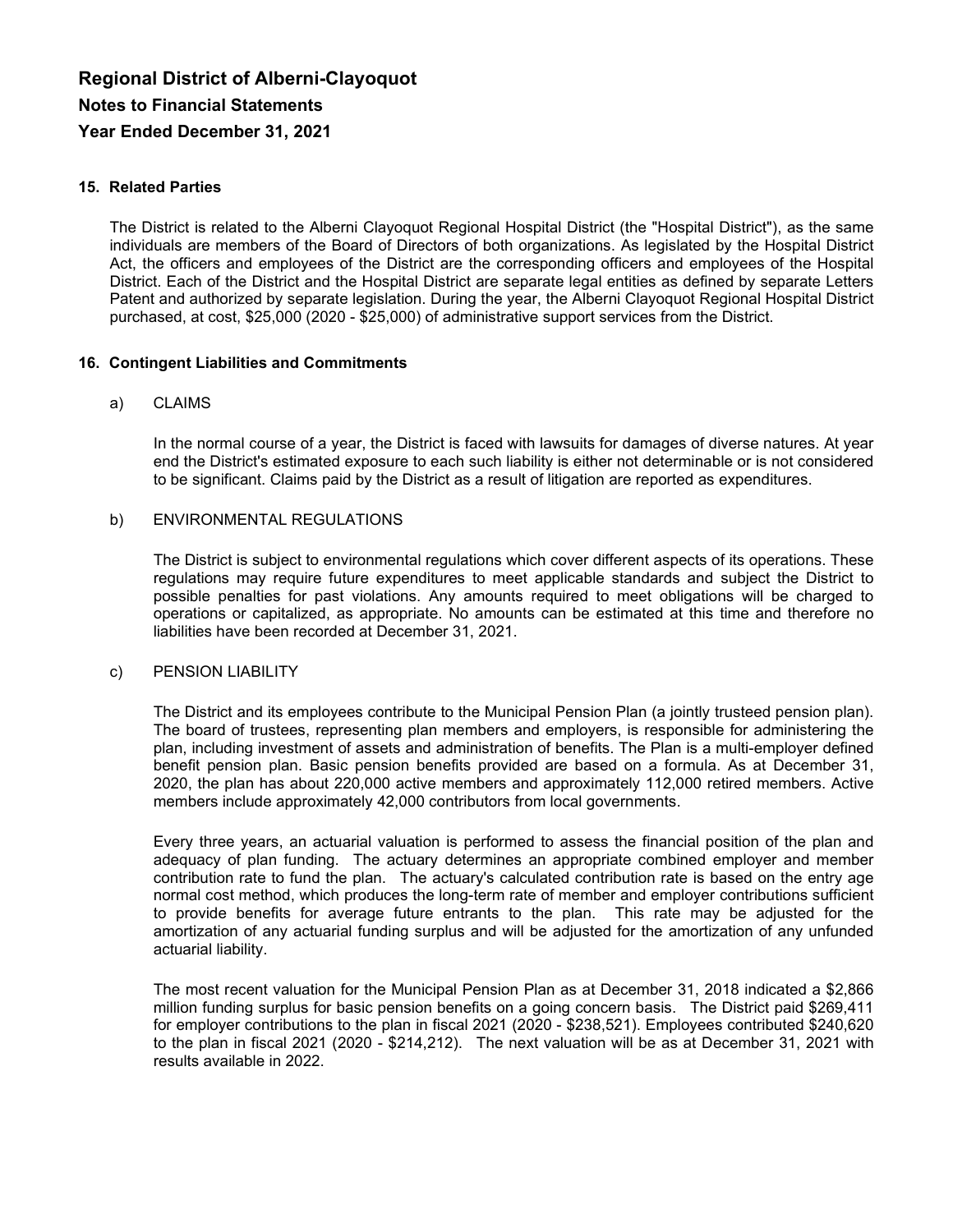# Regional District of Alberni-Clayoquot

## Notes to Financial Statements

## Year Ended December 31, 2021

### 15. Related Parties

The District is related to the Alberni Clayoquot Regional Hospital District (the "Hospital District"), as the same individuals are members of the Board of Directors of both organizations. As legislated by the Hospital District Act, the officers and employees of the District are the corresponding officers and employees of the Hospital District. Each of the District and the Hospital District are separate legal entities as defined by separate Letters Patent and authorized by separate legislation. During the year, the Alberni Clayoquot Regional Hospital District purchased, at cost, $25,000 (2020 - $25,000) of administrative support services from the District.

### 16. Contingent Liabilities and Commitments

a) CLAIMS

In the normal course of a year, the District is faced with lawsuits for damages of diverse natures. At year end the District's estimated exposure to each such liability is either not determinable or is not considered to be significant. Claims paid by the District as a result of litigation are reported as expenditures.

b) ENVIRONMENTAL REGULATIONS

The District is subject to environmental regulations which cover different aspects of its operations. These regulations may require future expenditures to meet applicable standards and subject the District to possible penalties for past violations. Any amounts required to meet obligations will be charged to operations or capitalized, as appropriate. No amounts can be estimated at this time and therefore no liabilities have been recorded at December 31, 2021.

c) PENSION LIABILITY

The District and its employees contribute to the Municipal Pension Plan (a jointly trusteed pension plan). The board of trustees, representing plan members and employers, is responsible for administering the plan, including investment of assets and administration of benefits. The Plan is a multi-employer defined benefit pension plan. Basic pension benefits provided are based on a formula. As at December 31, 2020, the plan has about 220,000 active members and approximately 112,000 retired members. Active members include approximately 42,000 contributors from local governments.

Every three years, an actuarial valuation is performed to assess the financial position of the plan and adequacy of plan funding. The actuary determines an appropriate combined employer and member contribution rate to fund the plan. The actuary's calculated contribution rate is based on the entry age normal cost method, which produces the long-term rate of member and employer contributions sufficient to provide benefits for average future entrants to the plan. This rate may be adjusted for the amortization of any actuarial funding surplus and will be adjusted for the amortization of any unfunded actuarial liability.

The most recent valuation for the Municipal Pension Plan as at December 31, 2018 indicated a $2,866 million funding surplus for basic pension benefits on a going concern basis. The District paid $269,411 for employer contributions to the plan in fiscal 2021 (2020 - $238,521). Employees contributed $240,620 to the plan in fiscal 2021 (2020 - $214,212). The next valuation will be as at December 31, 2021 with results available in 2022.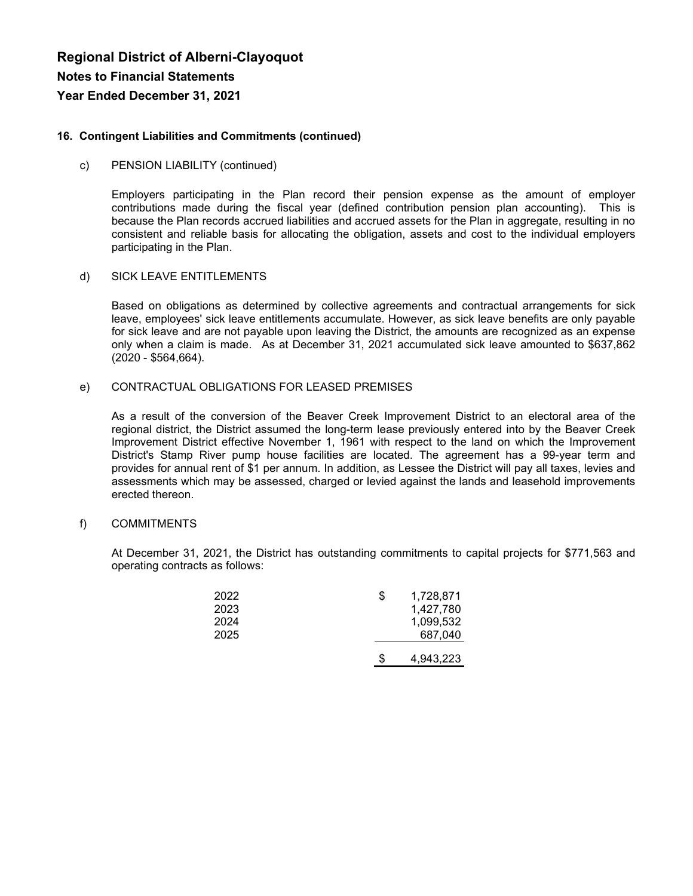**Regional District of Alberni-Clayoquot**

**Notes to Financial Statements**

**Year Ended December 31, 2021**

**16. Contingent Liabilities and Commitments (continued)**

c) PENSION LIABILITY (continued)

Employers participating in the Plan record their pension expense as the amount of employer contributions made during the fiscal year (defined contribution pension plan accounting). This is because the Plan records accrued liabilities and accrued assets for the Plan in aggregate, resulting in no consistent and reliable basis for allocating the obligation, assets and cost to the individual employers participating in the Plan.

d) SICK LEAVE ENTITLEMENTS

Based on obligations as determined by collective agreements and contractual arrangements for sick leave, employees' sick leave entitlements accumulate. However, as sick leave benefits are only payable for sick leave and are not payable upon leaving the District, the amounts are recognized as an expense only when a claim is made. As at December 31, 2021 accumulated sick leave amounted to $637,862 (2020 - $564,664).

e) CONTRACTUAL OBLIGATIONS FOR LEASED PREMISES

As a result of the conversion of the Beaver Creek Improvement District to an electoral area of the regional district, the District assumed the long-term lease previously entered into by the Beaver Creek Improvement District effective November 1, 1961 with respect to the land on which the Improvement District's Stamp River pump house facilities are located. The agreement has a 99-year term and provides for annual rent of $1 per annum. In addition, as Lessee the District will pay all taxes, levies and assessments which may be assessed, charged or levied against the lands and leasehold improvements erected thereon.

f) COMMITMENTS

At December 31, 2021, the District has outstanding commitments to capital projects for $771,563 and operating contracts as follows:

| | |
|---|---|
| 2022 | $ 1,728,871 |
| 2023 | 1,427,780 |
| 2024 | 1,099,532 |
| 2025 | 687,040 |
| | $ 4,943,223 |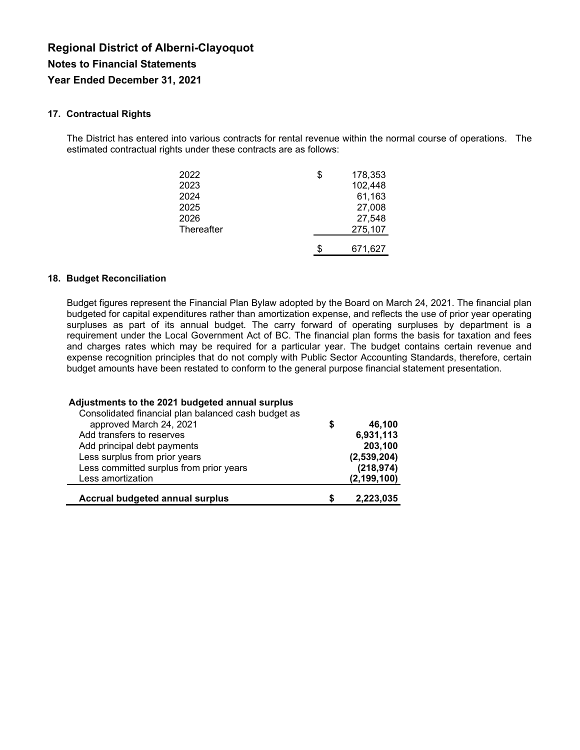# Regional District of Alberni-Clayoquot

## Notes to Financial Statements

## Year Ended December 31, 2021

### 17. Contractual Rights

The District has entered into various contracts for rental revenue within the normal course of operations. The estimated contractual rights under these contracts are as follows:

| | | |
|---|---|---|
| 2022 | $ | 178,353 |
| 2023 | | 102,448 |
| 2024 | | 61,163 |
| 2025 | | 27,008 |
| 2026 | | 27,548 |
| Thereafter | | 275,107 |
| | $ | 671,627 |

### 18. Budget Reconciliation

Budget figures represent the Financial Plan Bylaw adopted by the Board on March 24, 2021. The financial plan budgeted for capital expenditures rather than amortization expense, and reflects the use of prior year operating surpluses as part of its annual budget. The carry forward of operating surpluses by department is a requirement under the Local Government Act of BC. The financial plan forms the basis for taxation and fees and charges rates which may be required for a particular year. The budget contains certain revenue and expense recognition principles that do not comply with Public Sector Accounting Standards, therefore, certain budget amounts have been restated to conform to the general purpose financial statement presentation.

| **Adjustments to the 2021 budgeted annual surplus** | | |
|---|---|---|
| Consolidated financial plan balanced cash budget as approved March 24, 2021 | **$** | **46,100** |
| Add transfers to reserves | | **6,931,113** |
| Add principal debt payments | | **203,100** |
| Less surplus from prior years | | **(2,539,204)** |
| Less committed surplus from prior years | | **(218,974)** |
| Less amortization | | **(2,199,100)** |
| **Accrual budgeted annual surplus** | **$** | **2,223,035** |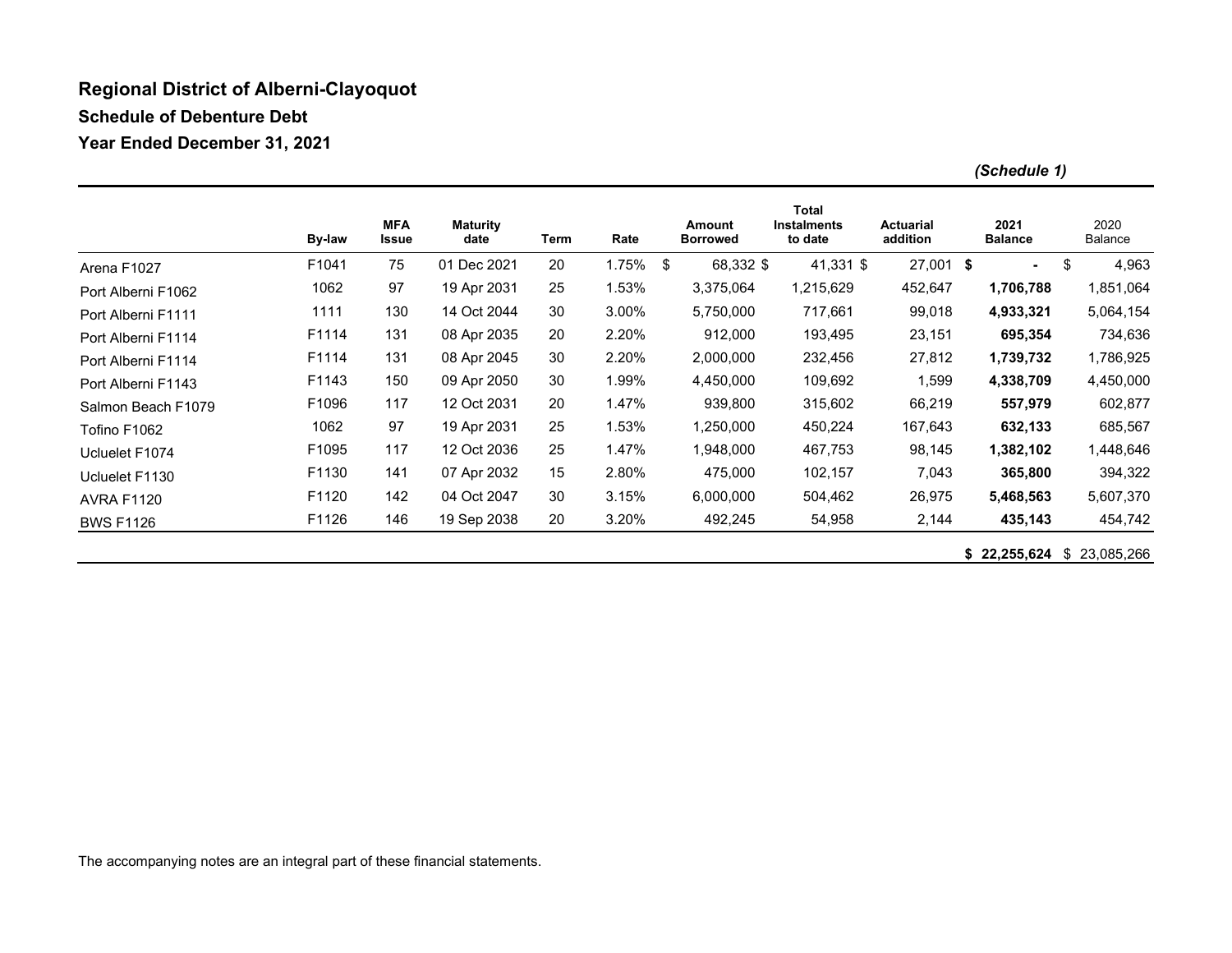# Regional District of Alberni-Clayoquot

## Schedule of Debenture Debt

## Year Ended December 31, 2021

*(Schedule 1)*

| | By-law | MFA Issue | Maturity date | Term | Rate | Amount Borrowed | Total Instalments to date | Actuarial addition | 2021 Balance | 2020 Balance |
|---|---|---|---|---|---|---|---|---|---|---|
| Arena F1027 | F1041 | 75 | 01 Dec 2021 | 20 | 1.75% | $ 68,332 | $ 41,331 | $ 27,001 | **$ -** | $ 4,963 |
| Port Alberni F1062 | 1062 | 97 | 19 Apr 2031 | 25 | 1.53% | 3,375,064 | 1,215,629 | 452,647 | **1,706,788** | 1,851,064 |
| Port Alberni F1111 | 1111 | 130 | 14 Oct 2044 | 30 | 3.00% | 5,750,000 | 717,661 | 99,018 | **4,933,321** | 5,064,154 |
| Port Alberni F1114 | F1114 | 131 | 08 Apr 2035 | 20 | 2.20% | 912,000 | 193,495 | 23,151 | **695,354** | 734,636 |
| Port Alberni F1114 | F1114 | 131 | 08 Apr 2045 | 30 | 2.20% | 2,000,000 | 232,456 | 27,812 | **1,739,732** | 1,786,925 |
| Port Alberni F1143 | F1143 | 150 | 09 Apr 2050 | 30 | 1.99% | 4,450,000 | 109,692 | 1,599 | **4,338,709** | 4,450,000 |
| Salmon Beach F1079 | F1096 | 117 | 12 Oct 2031 | 20 | 1.47% | 939,800 | 315,602 | 66,219 | **557,979** | 602,877 |
| Tofino F1062 | 1062 | 97 | 19 Apr 2031 | 25 | 1.53% | 1,250,000 | 450,224 | 167,643 | **632,133** | 685,567 |
| Ucluelet F1074 | F1095 | 117 | 12 Oct 2036 | 25 | 1.47% | 1,948,000 | 467,753 | 98,145 | **1,382,102** | 1,448,646 |
| Ucluelet F1130 | F1130 | 141 | 07 Apr 2032 | 15 | 2.80% | 475,000 | 102,157 | 7,043 | **365,800** | 394,322 |
| AVRA F1120 | F1120 | 142 | 04 Oct 2047 | 30 | 3.15% | 6,000,000 | 504,462 | 26,975 | **5,468,563** | 5,607,370 |
| BWS F1126 | F1126 | 146 | 19 Sep 2038 | 20 | 3.20% | 492,245 | 54,958 | 2,144 | **435,143** | 454,742 |
| | | | | | | | | | **$ 22,255,624** | $ 23,085,266 |

The accompanying notes are an integral part of these financial statements.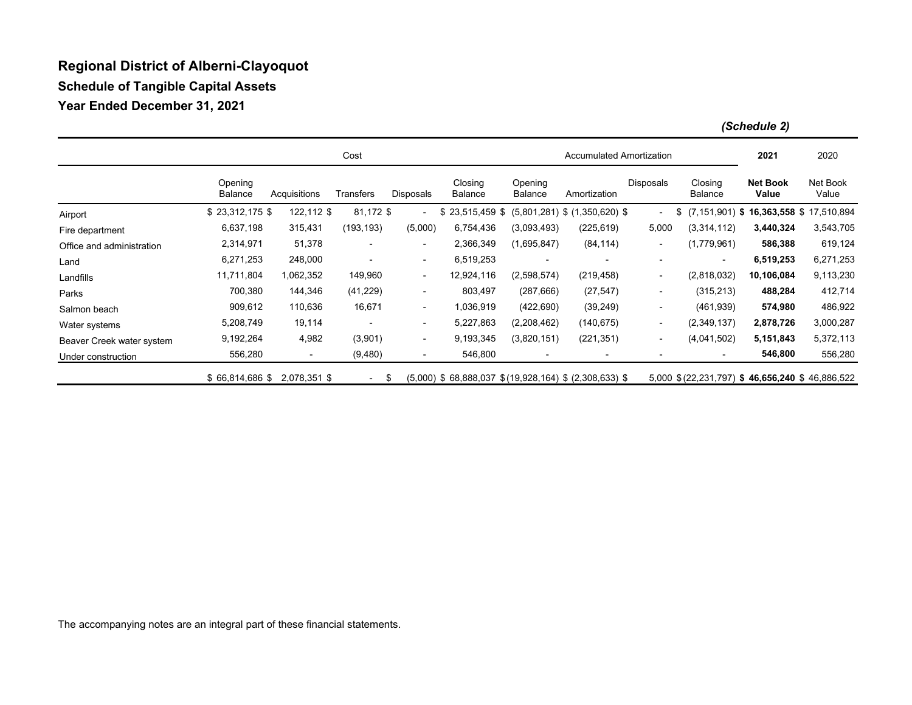# Regional District of Alberni-Clayoquot

## Schedule of Tangible Capital Assets

## Year Ended December 31, 2021

***(Schedule 2)***

| | Cost | | | | | Accumulated Amortization | | | | 2021 | 2020 |
|---|---|---|---|---|---|---|---|---|---|---|---|
| | Opening Balance | Acquisitions | Transfers | Disposals | Closing Balance | Opening Balance | Amortization | Disposals | Closing Balance | **Net Book Value** | Net Book Value |
| Airport | $ 23,312,175 | $ 122,112 | $ 81,172 | $ - | $ 23,515,459 | $ (5,801,281) | $ (1,350,620) | $ - | $ (7,151,901) | **$ 16,363,558** | $ 17,510,894 |
| Fire department | 6,637,198 | 315,431 | (193,193) | (5,000) | 6,754,436 | (3,093,493) | (225,619) | 5,000 | (3,314,112) | **3,440,324** | 3,543,705 |
| Office and administration | 2,314,971 | 51,378 | - | - | 2,366,349 | (1,695,847) | (84,114) | - | (1,779,961) | **586,388** | 619,124 |
| Land | 6,271,253 | 248,000 | - | - | 6,519,253 | - | - | - | - | **6,519,253** | 6,271,253 |
| Landfills | 11,711,804 | 1,062,352 | 149,960 | - | 12,924,116 | (2,598,574) | (219,458) | - | (2,818,032) | **10,106,084** | 9,113,230 |
| Parks | 700,380 | 144,346 | (41,229) | - | 803,497 | (287,666) | (27,547) | - | (315,213) | **488,284** | 412,714 |
| Salmon beach | 909,612 | 110,636 | 16,671 | - | 1,036,919 | (422,690) | (39,249) | - | (461,939) | **574,980** | 486,922 |
| Water systems | 5,208,749 | 19,114 | - | - | 5,227,863 | (2,208,462) | (140,675) | - | (2,349,137) | **2,878,726** | 3,000,287 |
| Beaver Creek water system | 9,192,264 | 4,982 | (3,901) | - | 9,193,345 | (3,820,151) | (221,351) | - | (4,041,502) | **5,151,843** | 5,372,113 |
| Under construction | 556,280 | - | (9,480) | - | 546,800 | - | - | - | - | **546,800** | 556,280 |
| | $ 66,814,686 | $ 2,078,351 | $ - | $ (5,000) | $ 68,888,037 | $ (19,928,164) | $ (2,308,633) | $ 5,000 | $ (22,231,797) | **$ 46,656,240** | $ 46,886,522 |

The accompanying notes are an integral part of these financial statements.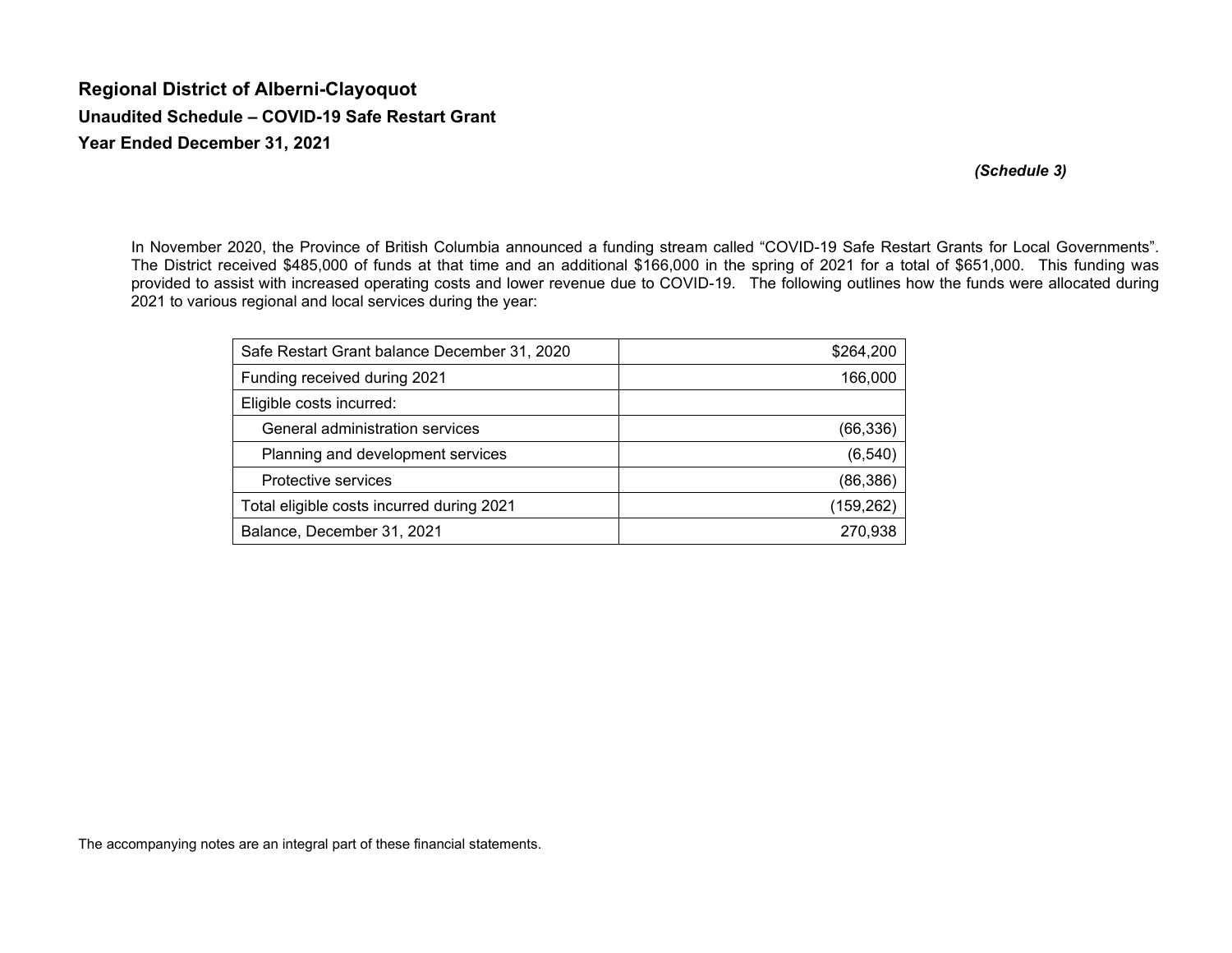# Regional District of Alberni-Clayoquot

## Unaudited Schedule – COVID-19 Safe Restart Grant

## Year Ended December 31, 2021

***(Schedule 3)***

In November 2020, the Province of British Columbia announced a funding stream called "COVID-19 Safe Restart Grants for Local Governments". The District received $485,000 of funds at that time and an additional $166,000 in the spring of 2021 for a total of $651,000. This funding was provided to assist with increased operating costs and lower revenue due to COVID-19. The following outlines how the funds were allocated during 2021 to various regional and local services during the year:

| | |
|---|---|
| Safe Restart Grant balance December 31, 2020 | $264,200 |
| Funding received during 2021 | 166,000 |
| Eligible costs incurred: | |
| General administration services | (66,336) |
| Planning and development services | (6,540) |
| Protective services | (86,386) |
| Total eligible costs incurred during 2021 | (159,262) |
| Balance, December 31, 2021 | 270,938 |

The accompanying notes are an integral part of these financial statements.